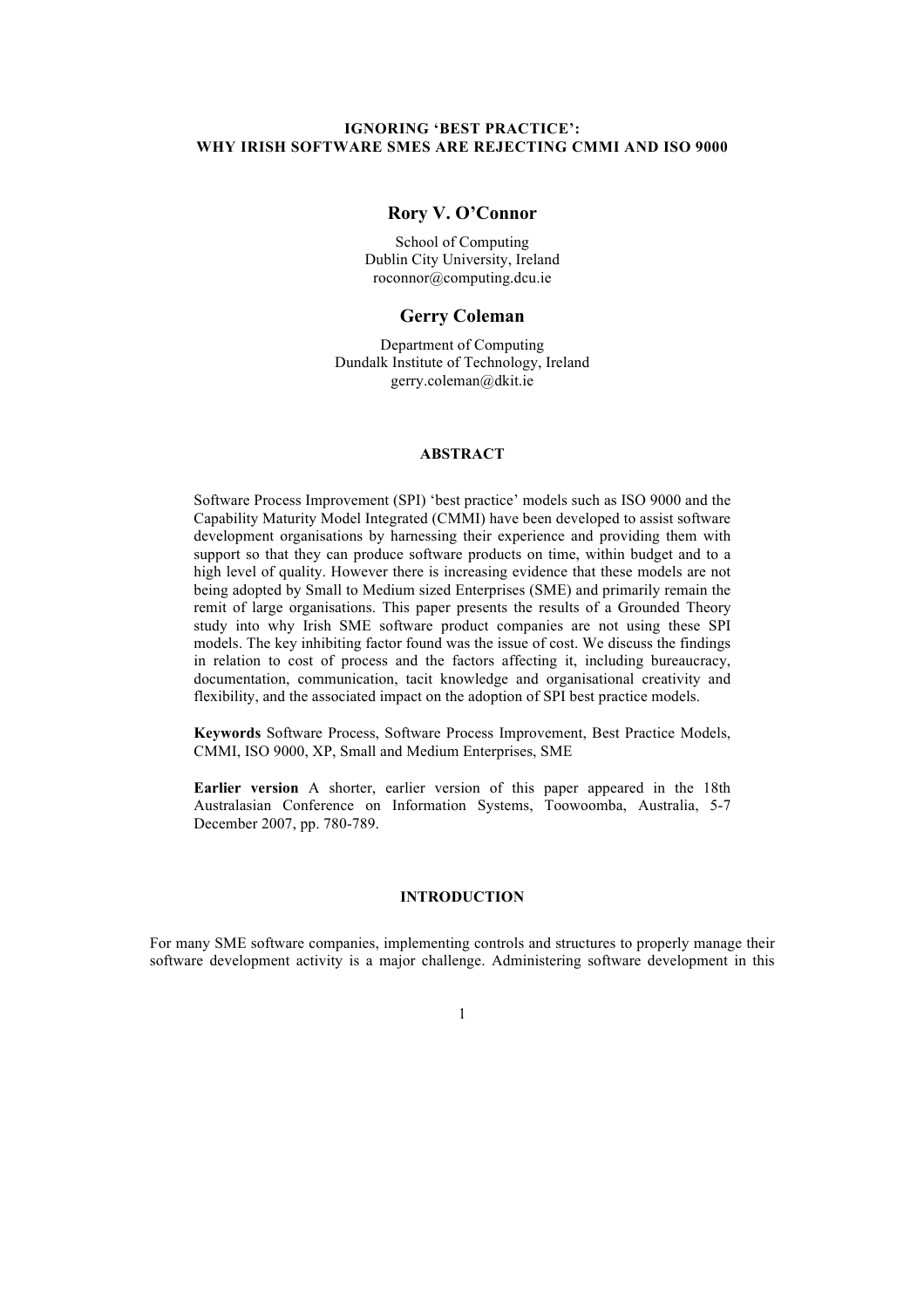# IGNORING 'BEST PRACTICE': WHY IRISH SOFTWARE SMES ARE REJECTING CMMI AND ISO 9000

**Rory V. O'Connor**

School of Computing
Dublin City University, Ireland
roconnor@computing.dcu.ie

**Gerry Coleman**

Department of Computing
Dundalk Institute of Technology, Ireland
gerry.coleman@dkit.ie

## ABSTRACT

Software Process Improvement (SPI) 'best practice' models such as ISO 9000 and the Capability Maturity Model Integrated (CMMI) have been developed to assist software development organisations by harnessing their experience and providing them with support so that they can produce software products on time, within budget and to a high level of quality. However there is increasing evidence that these models are not being adopted by Small to Medium sized Enterprises (SME) and primarily remain the remit of large organisations. This paper presents the results of a Grounded Theory study into why Irish SME software product companies are not using these SPI models. The key inhibiting factor found was the issue of cost. We discuss the findings in relation to cost of process and the factors affecting it, including bureaucracy, documentation, communication, tacit knowledge and organisational creativity and flexibility, and the associated impact on the adoption of SPI best practice models.

**Keywords** Software Process, Software Process Improvement, Best Practice Models, CMMI, ISO 9000, XP, Small and Medium Enterprises, SME

**Earlier version** A shorter, earlier version of this paper appeared in the 18th Australasian Conference on Information Systems, Toowoomba, Australia, 5-7 December 2007, pp. 780-789.

## INTRODUCTION

For many SME software companies, implementing controls and structures to properly manage their software development activity is a major challenge. Administering software development in this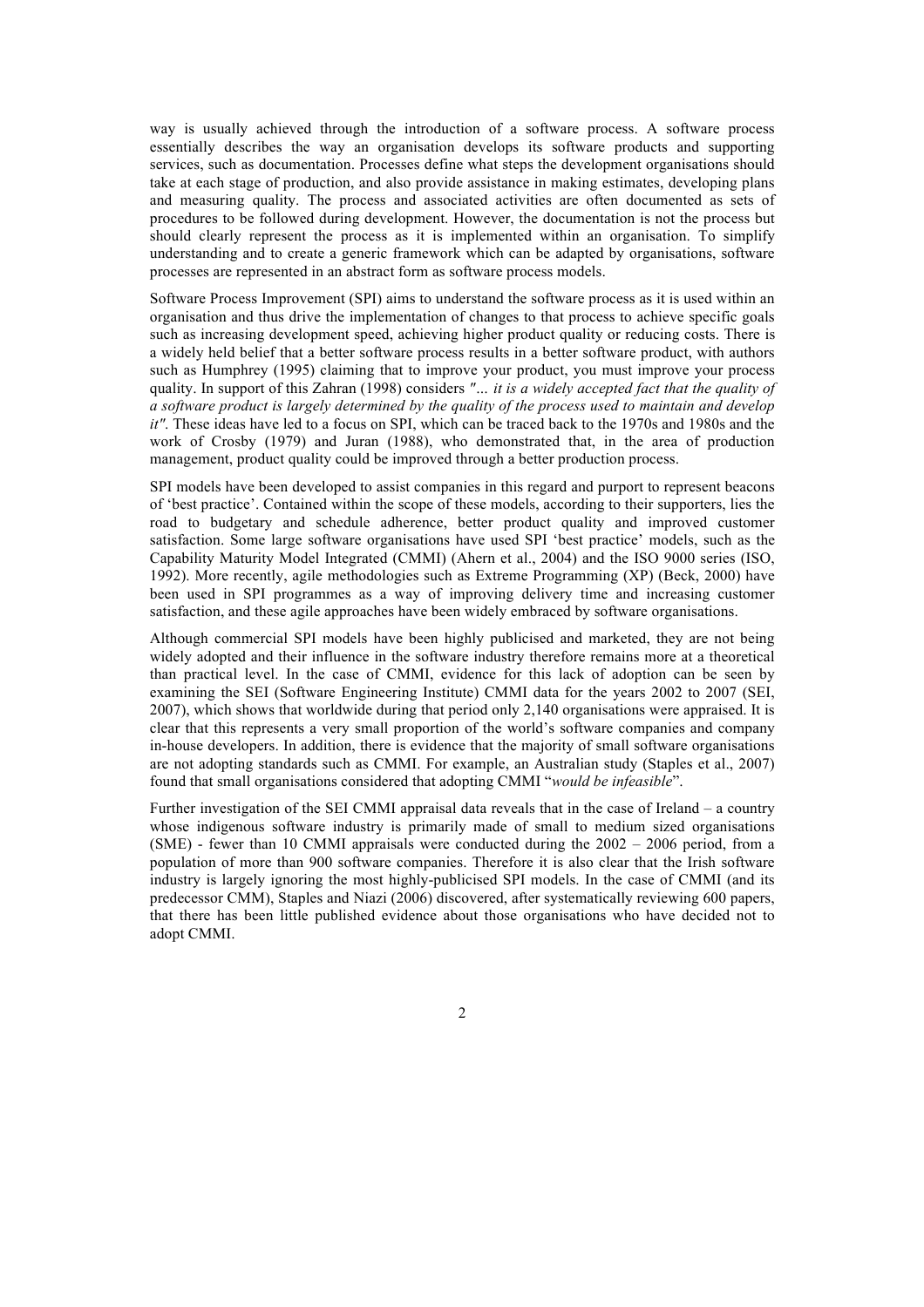way is usually achieved through the introduction of a software process. A software process essentially describes the way an organisation develops its software products and supporting services, such as documentation. Processes define what steps the development organisations should take at each stage of production, and also provide assistance in making estimates, developing plans and measuring quality. The process and associated activities are often documented as sets of procedures to be followed during development. However, the documentation is not the process but should clearly represent the process as it is implemented within an organisation. To simplify understanding and to create a generic framework which can be adapted by organisations, software processes are represented in an abstract form as software process models.

Software Process Improvement (SPI) aims to understand the software process as it is used within an organisation and thus drive the implementation of changes to that process to achieve specific goals such as increasing development speed, achieving higher product quality or reducing costs. There is a widely held belief that a better software process results in a better software product, with authors such as Humphrey (1995) claiming that to improve your product, you must improve your process quality. In support of this Zahran (1998) considers *"… it is a widely accepted fact that the quality of a software product is largely determined by the quality of the process used to maintain and develop it"*. These ideas have led to a focus on SPI, which can be traced back to the 1970s and 1980s and the work of Crosby (1979) and Juran (1988), who demonstrated that, in the area of production management, product quality could be improved through a better production process.

SPI models have been developed to assist companies in this regard and purport to represent beacons of 'best practice'. Contained within the scope of these models, according to their supporters, lies the road to budgetary and schedule adherence, better product quality and improved customer satisfaction. Some large software organisations have used SPI 'best practice' models, such as the Capability Maturity Model Integrated (CMMI) (Ahern et al., 2004) and the ISO 9000 series (ISO, 1992). More recently, agile methodologies such as Extreme Programming (XP) (Beck, 2000) have been used in SPI programmes as a way of improving delivery time and increasing customer satisfaction, and these agile approaches have been widely embraced by software organisations.

Although commercial SPI models have been highly publicised and marketed, they are not being widely adopted and their influence in the software industry therefore remains more at a theoretical than practical level. In the case of CMMI, evidence for this lack of adoption can be seen by examining the SEI (Software Engineering Institute) CMMI data for the years 2002 to 2007 (SEI, 2007), which shows that worldwide during that period only 2,140 organisations were appraised. It is clear that this represents a very small proportion of the world's software companies and company in-house developers. In addition, there is evidence that the majority of small software organisations are not adopting standards such as CMMI. For example, an Australian study (Staples et al., 2007) found that small organisations considered that adopting CMMI "*would be infeasible*".

Further investigation of the SEI CMMI appraisal data reveals that in the case of Ireland – a country whose indigenous software industry is primarily made of small to medium sized organisations (SME) - fewer than 10 CMMI appraisals were conducted during the 2002 – 2006 period, from a population of more than 900 software companies. Therefore it is also clear that the Irish software industry is largely ignoring the most highly-publicised SPI models. In the case of CMMI (and its predecessor CMM), Staples and Niazi (2006) discovered, after systematically reviewing 600 papers, that there has been little published evidence about those organisations who have decided not to adopt CMMI.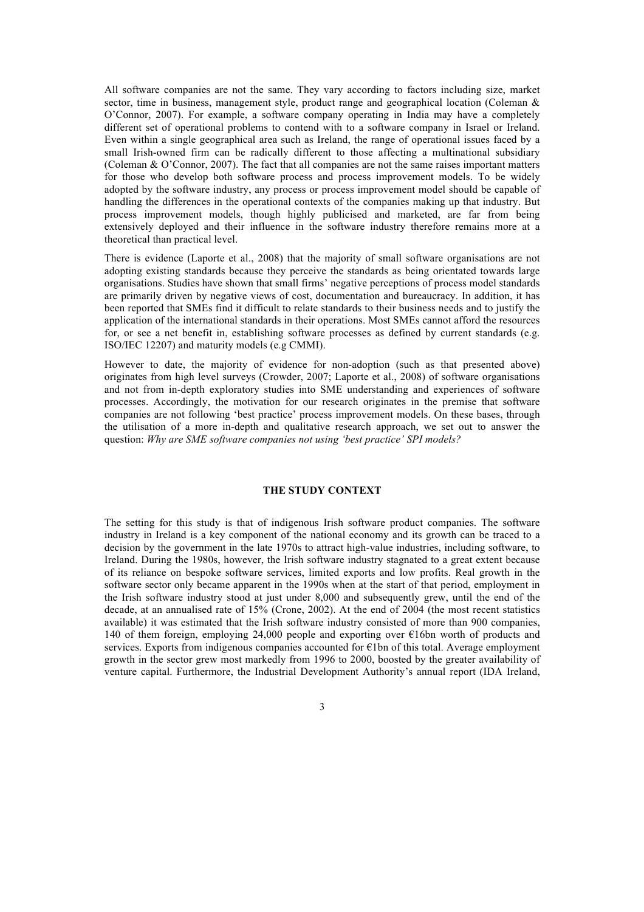All software companies are not the same. They vary according to factors including size, market sector, time in business, management style, product range and geographical location (Coleman & O'Connor, 2007). For example, a software company operating in India may have a completely different set of operational problems to contend with to a software company in Israel or Ireland. Even within a single geographical area such as Ireland, the range of operational issues faced by a small Irish-owned firm can be radically different to those affecting a multinational subsidiary (Coleman & O'Connor, 2007). The fact that all companies are not the same raises important matters for those who develop both software process and process improvement models. To be widely adopted by the software industry, any process or process improvement model should be capable of handling the differences in the operational contexts of the companies making up that industry. But process improvement models, though highly publicised and marketed, are far from being extensively deployed and their influence in the software industry therefore remains more at a theoretical than practical level.

There is evidence (Laporte et al., 2008) that the majority of small software organisations are not adopting existing standards because they perceive the standards as being orientated towards large organisations. Studies have shown that small firms' negative perceptions of process model standards are primarily driven by negative views of cost, documentation and bureaucracy. In addition, it has been reported that SMEs find it difficult to relate standards to their business needs and to justify the application of the international standards in their operations. Most SMEs cannot afford the resources for, or see a net benefit in, establishing software processes as defined by current standards (e.g. ISO/IEC 12207) and maturity models (e.g CMMI).

However to date, the majority of evidence for non-adoption (such as that presented above) originates from high level surveys (Crowder, 2007; Laporte et al., 2008) of software organisations and not from in-depth exploratory studies into SME understanding and experiences of software processes. Accordingly, the motivation for our research originates in the premise that software companies are not following 'best practice' process improvement models. On these bases, through the utilisation of a more in-depth and qualitative research approach, we set out to answer the question: *Why are SME software companies not using 'best practice' SPI models?*

## THE STUDY CONTEXT

The setting for this study is that of indigenous Irish software product companies. The software industry in Ireland is a key component of the national economy and its growth can be traced to a decision by the government in the late 1970s to attract high-value industries, including software, to Ireland. During the 1980s, however, the Irish software industry stagnated to a great extent because of its reliance on bespoke software services, limited exports and low profits. Real growth in the software sector only became apparent in the 1990s when at the start of that period, employment in the Irish software industry stood at just under 8,000 and subsequently grew, until the end of the decade, at an annualised rate of 15% (Crone, 2002). At the end of 2004 (the most recent statistics available) it was estimated that the Irish software industry consisted of more than 900 companies, 140 of them foreign, employing 24,000 people and exporting over €16bn worth of products and services. Exports from indigenous companies accounted for €1bn of this total. Average employment growth in the sector grew most markedly from 1996 to 2000, boosted by the greater availability of venture capital. Furthermore, the Industrial Development Authority's annual report (IDA Ireland,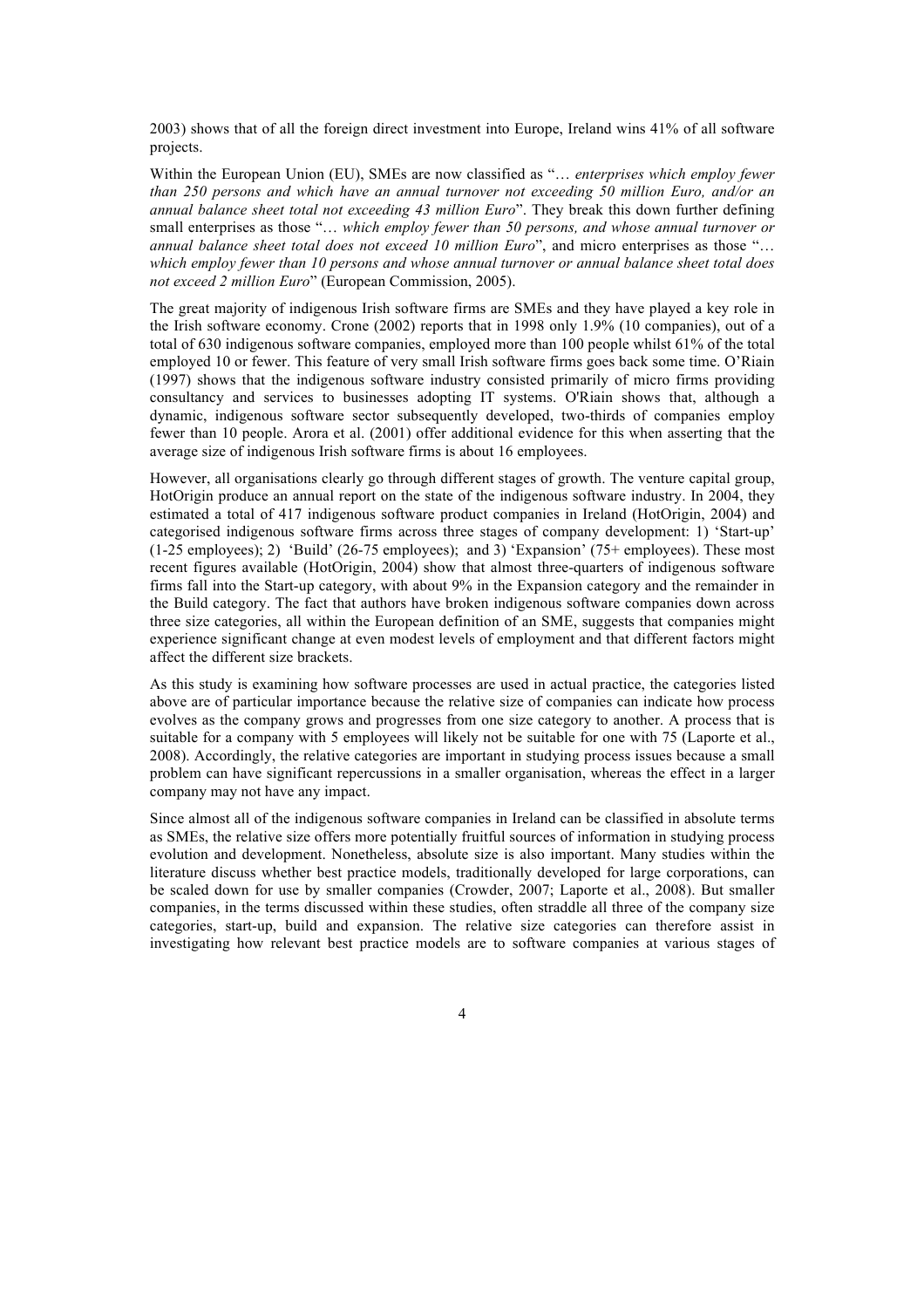2003) shows that of all the foreign direct investment into Europe, Ireland wins 41% of all software projects.

Within the European Union (EU), SMEs are now classified as "… *enterprises which employ fewer than 250 persons and which have an annual turnover not exceeding 50 million Euro, and/or an annual balance sheet total not exceeding 43 million Euro*". They break this down further defining small enterprises as those "… *which employ fewer than 50 persons, and whose annual turnover or annual balance sheet total does not exceed 10 million Euro*", and micro enterprises as those "… *which employ fewer than 10 persons and whose annual turnover or annual balance sheet total does not exceed 2 million Euro*" (European Commission, 2005).

The great majority of indigenous Irish software firms are SMEs and they have played a key role in the Irish software economy. Crone (2002) reports that in 1998 only 1.9% (10 companies), out of a total of 630 indigenous software companies, employed more than 100 people whilst 61% of the total employed 10 or fewer. This feature of very small Irish software firms goes back some time. O'Riain (1997) shows that the indigenous software industry consisted primarily of micro firms providing consultancy and services to businesses adopting IT systems. O'Riain shows that, although a dynamic, indigenous software sector subsequently developed, two-thirds of companies employ fewer than 10 people. Arora et al. (2001) offer additional evidence for this when asserting that the average size of indigenous Irish software firms is about 16 employees.

However, all organisations clearly go through different stages of growth. The venture capital group, HotOrigin produce an annual report on the state of the indigenous software industry. In 2004, they estimated a total of 417 indigenous software product companies in Ireland (HotOrigin, 2004) and categorised indigenous software firms across three stages of company development: 1) 'Start-up' (1-25 employees); 2) 'Build' (26-75 employees); and 3) 'Expansion' (75+ employees). These most recent figures available (HotOrigin, 2004) show that almost three-quarters of indigenous software firms fall into the Start-up category, with about 9% in the Expansion category and the remainder in the Build category. The fact that authors have broken indigenous software companies down across three size categories, all within the European definition of an SME, suggests that companies might experience significant change at even modest levels of employment and that different factors might affect the different size brackets.

As this study is examining how software processes are used in actual practice, the categories listed above are of particular importance because the relative size of companies can indicate how process evolves as the company grows and progresses from one size category to another. A process that is suitable for a company with 5 employees will likely not be suitable for one with 75 (Laporte et al., 2008). Accordingly, the relative categories are important in studying process issues because a small problem can have significant repercussions in a smaller organisation, whereas the effect in a larger company may not have any impact.

Since almost all of the indigenous software companies in Ireland can be classified in absolute terms as SMEs, the relative size offers more potentially fruitful sources of information in studying process evolution and development. Nonetheless, absolute size is also important. Many studies within the literature discuss whether best practice models, traditionally developed for large corporations, can be scaled down for use by smaller companies (Crowder, 2007; Laporte et al., 2008). But smaller companies, in the terms discussed within these studies, often straddle all three of the company size categories, start-up, build and expansion. The relative size categories can therefore assist in investigating how relevant best practice models are to software companies at various stages of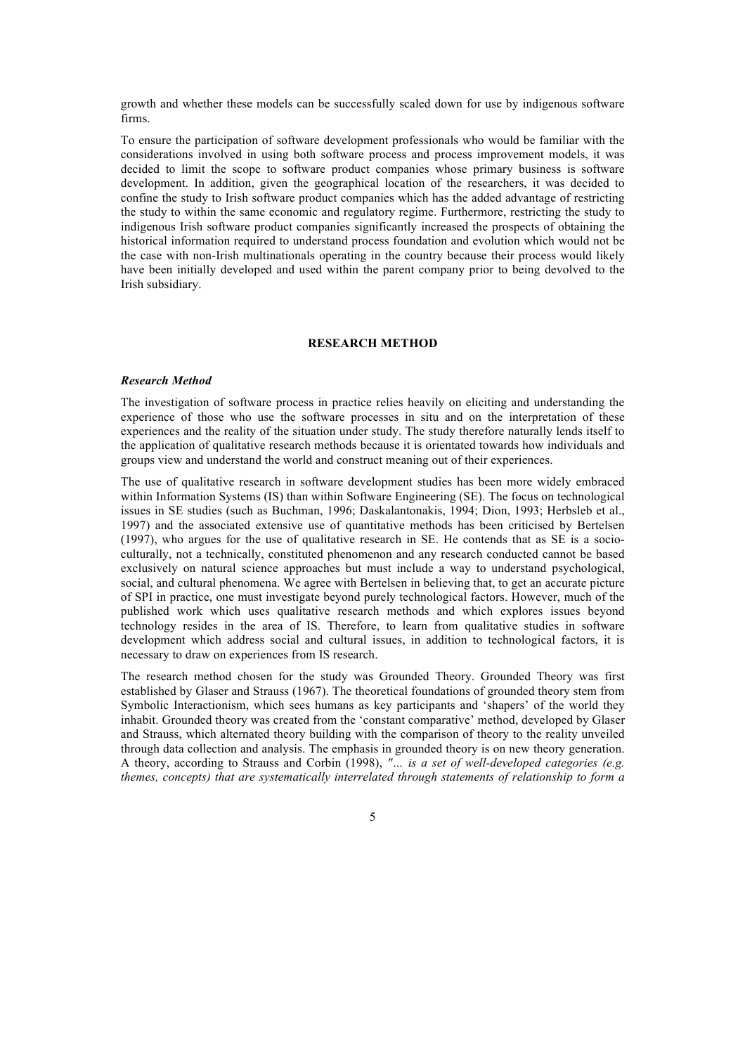growth and whether these models can be successfully scaled down for use by indigenous software firms.

To ensure the participation of software development professionals who would be familiar with the considerations involved in using both software process and process improvement models, it was decided to limit the scope to software product companies whose primary business is software development. In addition, given the geographical location of the researchers, it was decided to confine the study to Irish software product companies which has the added advantage of restricting the study to within the same economic and regulatory regime. Furthermore, restricting the study to indigenous Irish software product companies significantly increased the prospects of obtaining the historical information required to understand process foundation and evolution which would not be the case with non-Irish multinationals operating in the country because their process would likely have been initially developed and used within the parent company prior to being devolved to the Irish subsidiary.

## RESEARCH METHOD

### *Research Method*

The investigation of software process in practice relies heavily on eliciting and understanding the experience of those who use the software processes in situ and on the interpretation of these experiences and the reality of the situation under study. The study therefore naturally lends itself to the application of qualitative research methods because it is orientated towards how individuals and groups view and understand the world and construct meaning out of their experiences.

The use of qualitative research in software development studies has been more widely embraced within Information Systems (IS) than within Software Engineering (SE). The focus on technological issues in SE studies (such as Buchman, 1996; Daskalantonakis, 1994; Dion, 1993; Herbsleb et al., 1997) and the associated extensive use of quantitative methods has been criticised by Bertelsen (1997), who argues for the use of qualitative research in SE. He contends that as SE is a socio-culturally, not a technically, constituted phenomenon and any research conducted cannot be based exclusively on natural science approaches but must include a way to understand psychological, social, and cultural phenomena. We agree with Bertelsen in believing that, to get an accurate picture of SPI in practice, one must investigate beyond purely technological factors. However, much of the published work which uses qualitative research methods and which explores issues beyond technology resides in the area of IS. Therefore, to learn from qualitative studies in software development which address social and cultural issues, in addition to technological factors, it is necessary to draw on experiences from IS research.

The research method chosen for the study was Grounded Theory. Grounded Theory was first established by Glaser and Strauss (1967). The theoretical foundations of grounded theory stem from Symbolic Interactionism, which sees humans as key participants and 'shapers' of the world they inhabit. Grounded theory was created from the 'constant comparative' method, developed by Glaser and Strauss, which alternated theory building with the comparison of theory to the reality unveiled through data collection and analysis. The emphasis in grounded theory is on new theory generation. A theory, according to Strauss and Corbin (1998), *"… is a set of well-developed categories (e.g. themes, concepts) that are systematically interrelated through statements of relationship to form a*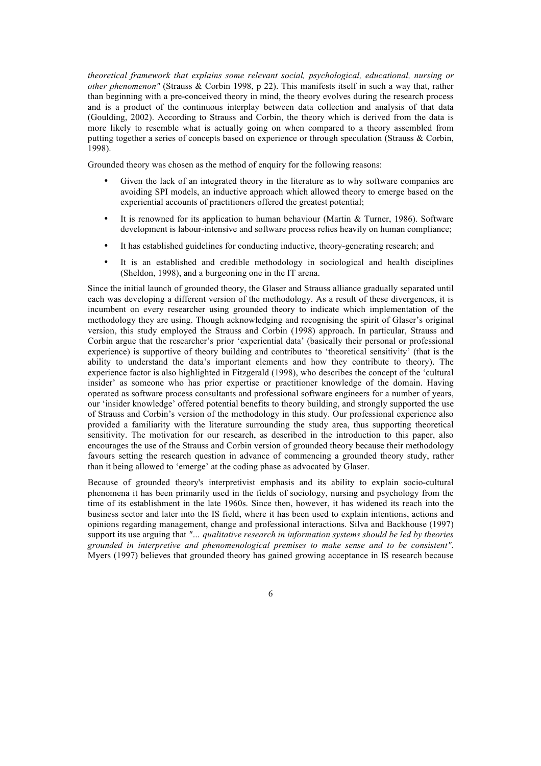*theoretical framework that explains some relevant social, psychological, educational, nursing or other phenomenon"* (Strauss & Corbin 1998, p 22). This manifests itself in such a way that, rather than beginning with a pre-conceived theory in mind, the theory evolves during the research process and is a product of the continuous interplay between data collection and analysis of that data (Goulding, 2002). According to Strauss and Corbin, the theory which is derived from the data is more likely to resemble what is actually going on when compared to a theory assembled from putting together a series of concepts based on experience or through speculation (Strauss & Corbin, 1998).

Grounded theory was chosen as the method of enquiry for the following reasons:

- Given the lack of an integrated theory in the literature as to why software companies are avoiding SPI models, an inductive approach which allowed theory to emerge based on the experiential accounts of practitioners offered the greatest potential;
- It is renowned for its application to human behaviour (Martin & Turner, 1986). Software development is labour-intensive and software process relies heavily on human compliance;
- It has established guidelines for conducting inductive, theory-generating research; and
- It is an established and credible methodology in sociological and health disciplines (Sheldon, 1998), and a burgeoning one in the IT arena.

Since the initial launch of grounded theory, the Glaser and Strauss alliance gradually separated until each was developing a different version of the methodology. As a result of these divergences, it is incumbent on every researcher using grounded theory to indicate which implementation of the methodology they are using. Though acknowledging and recognising the spirit of Glaser's original version, this study employed the Strauss and Corbin (1998) approach. In particular, Strauss and Corbin argue that the researcher's prior 'experiential data' (basically their personal or professional experience) is supportive of theory building and contributes to 'theoretical sensitivity' (that is the ability to understand the data's important elements and how they contribute to theory). The experience factor is also highlighted in Fitzgerald (1998), who describes the concept of the 'cultural insider' as someone who has prior expertise or practitioner knowledge of the domain. Having operated as software process consultants and professional software engineers for a number of years, our 'insider knowledge' offered potential benefits to theory building, and strongly supported the use of Strauss and Corbin's version of the methodology in this study. Our professional experience also provided a familiarity with the literature surrounding the study area, thus supporting theoretical sensitivity. The motivation for our research, as described in the introduction to this paper, also encourages the use of the Strauss and Corbin version of grounded theory because their methodology favours setting the research question in advance of commencing a grounded theory study, rather than it being allowed to 'emerge' at the coding phase as advocated by Glaser.

Because of grounded theory's interpretivist emphasis and its ability to explain socio-cultural phenomena it has been primarily used in the fields of sociology, nursing and psychology from the time of its establishment in the late 1960s. Since then, however, it has widened its reach into the business sector and later into the IS field, where it has been used to explain intentions, actions and opinions regarding management, change and professional interactions. Silva and Backhouse (1997) support its use arguing that *"... qualitative research in information systems should be led by theories grounded in interpretive and phenomenological premises to make sense and to be consistent"*. Myers (1997) believes that grounded theory has gained growing acceptance in IS research because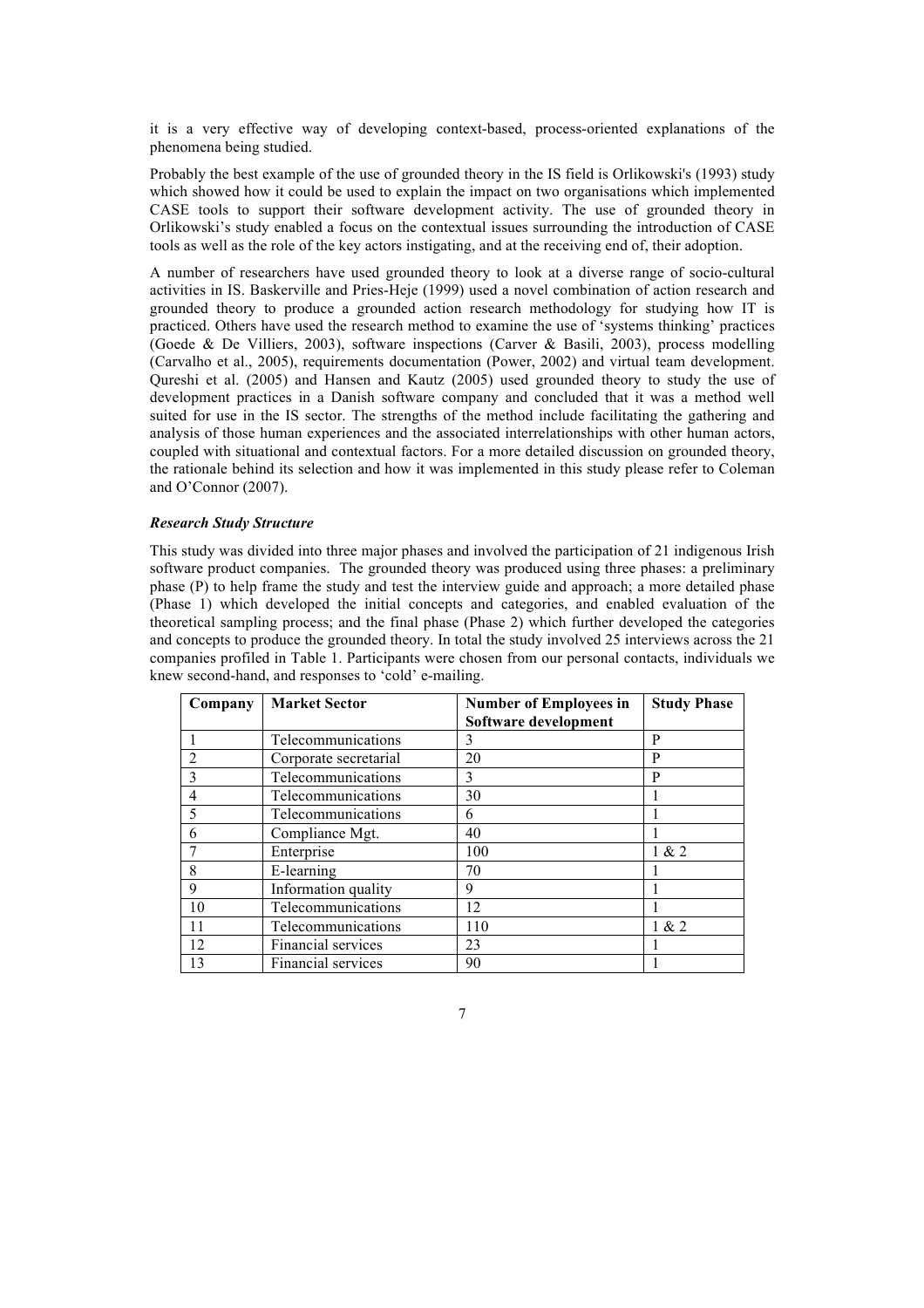it is a very effective way of developing context-based, process-oriented explanations of the phenomena being studied.

Probably the best example of the use of grounded theory in the IS field is Orlikowski's (1993) study which showed how it could be used to explain the impact on two organisations which implemented CASE tools to support their software development activity. The use of grounded theory in Orlikowski's study enabled a focus on the contextual issues surrounding the introduction of CASE tools as well as the role of the key actors instigating, and at the receiving end of, their adoption.

A number of researchers have used grounded theory to look at a diverse range of socio-cultural activities in IS. Baskerville and Pries-Heje (1999) used a novel combination of action research and grounded theory to produce a grounded action research methodology for studying how IT is practiced. Others have used the research method to examine the use of 'systems thinking' practices (Goede & De Villiers, 2003), software inspections (Carver & Basili, 2003), process modelling (Carvalho et al., 2005), requirements documentation (Power, 2002) and virtual team development. Qureshi et al. (2005) and Hansen and Kautz (2005) used grounded theory to study the use of development practices in a Danish software company and concluded that it was a method well suited for use in the IS sector. The strengths of the method include facilitating the gathering and analysis of those human experiences and the associated interrelationships with other human actors, coupled with situational and contextual factors. For a more detailed discussion on grounded theory, the rationale behind its selection and how it was implemented in this study please refer to Coleman and O'Connor (2007).

***Research Study Structure***

This study was divided into three major phases and involved the participation of 21 indigenous Irish software product companies. The grounded theory was produced using three phases: a preliminary phase (P) to help frame the study and test the interview guide and approach; a more detailed phase (Phase 1) which developed the initial concepts and categories, and enabled evaluation of the theoretical sampling process; and the final phase (Phase 2) which further developed the categories and concepts to produce the grounded theory. In total the study involved 25 interviews across the 21 companies profiled in Table 1. Participants were chosen from our personal contacts, individuals we knew second-hand, and responses to 'cold' e-mailing.

| Company | Market Sector | Number of Employees in Software development | Study Phase |
|---|---|---|---|
| 1 | Telecommunications | 3 | P |
| 2 | Corporate secretarial | 20 | P |
| 3 | Telecommunications | 3 | P |
| 4 | Telecommunications | 30 | 1 |
| 5 | Telecommunications | 6 | 1 |
| 6 | Compliance Mgt. | 40 | 1 |
| 7 | Enterprise | 100 | 1 & 2 |
| 8 | E-learning | 70 | 1 |
| 9 | Information quality | 9 | 1 |
| 10 | Telecommunications | 12 | 1 |
| 11 | Telecommunications | 110 | 1 & 2 |
| 12 | Financial services | 23 | 1 |
| 13 | Financial services | 90 | 1 |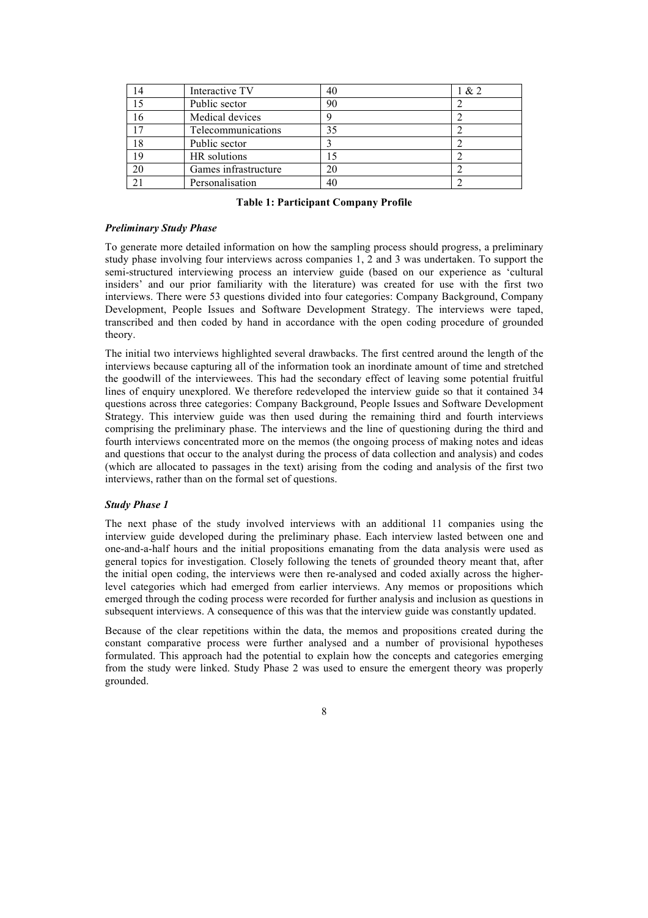| | | | |
|---|---|---|---|
| 14 | Interactive TV | 40 | 1 & 2 |
| 15 | Public sector | 90 | 2 |
| 16 | Medical devices | 9 | 2 |
| 17 | Telecommunications | 35 | 2 |
| 18 | Public sector | 3 | 2 |
| 19 | HR solutions | 15 | 2 |
| 20 | Games infrastructure | 20 | 2 |
| 21 | Personalisation | 40 | 2 |

**Table 1: Participant Company Profile**

***Preliminary Study Phase***

To generate more detailed information on how the sampling process should progress, a preliminary study phase involving four interviews across companies 1, 2 and 3 was undertaken. To support the semi-structured interviewing process an interview guide (based on our experience as 'cultural insiders' and our prior familiarity with the literature) was created for use with the first two interviews. There were 53 questions divided into four categories: Company Background, Company Development, People Issues and Software Development Strategy. The interviews were taped, transcribed and then coded by hand in accordance with the open coding procedure of grounded theory.

The initial two interviews highlighted several drawbacks. The first centred around the length of the interviews because capturing all of the information took an inordinate amount of time and stretched the goodwill of the interviewees. This had the secondary effect of leaving some potential fruitful lines of enquiry unexplored. We therefore redeveloped the interview guide so that it contained 34 questions across three categories: Company Background, People Issues and Software Development Strategy. This interview guide was then used during the remaining third and fourth interviews comprising the preliminary phase. The interviews and the line of questioning during the third and fourth interviews concentrated more on the memos (the ongoing process of making notes and ideas and questions that occur to the analyst during the process of data collection and analysis) and codes (which are allocated to passages in the text) arising from the coding and analysis of the first two interviews, rather than on the formal set of questions.

***Study Phase 1***

The next phase of the study involved interviews with an additional 11 companies using the interview guide developed during the preliminary phase. Each interview lasted between one and one-and-a-half hours and the initial propositions emanating from the data analysis were used as general topics for investigation. Closely following the tenets of grounded theory meant that, after the initial open coding, the interviews were then re-analysed and coded axially across the higher-level categories which had emerged from earlier interviews. Any memos or propositions which emerged through the coding process were recorded for further analysis and inclusion as questions in subsequent interviews. A consequence of this was that the interview guide was constantly updated.

Because of the clear repetitions within the data, the memos and propositions created during the constant comparative process were further analysed and a number of provisional hypotheses formulated. This approach had the potential to explain how the concepts and categories emerging from the study were linked. Study Phase 2 was used to ensure the emergent theory was properly grounded.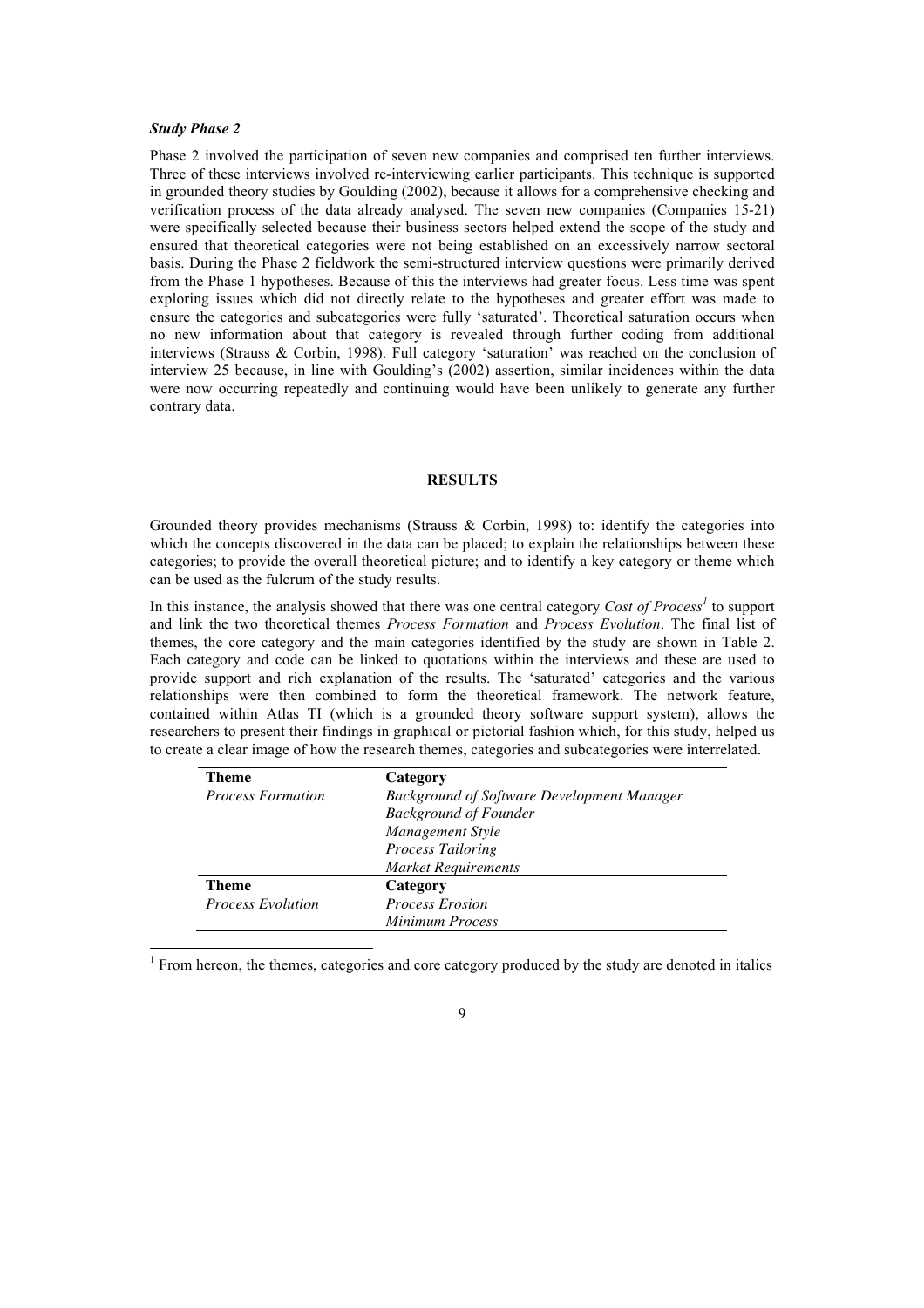### *Study Phase 2*

Phase 2 involved the participation of seven new companies and comprised ten further interviews. Three of these interviews involved re-interviewing earlier participants. This technique is supported in grounded theory studies by Goulding (2002), because it allows for a comprehensive checking and verification process of the data already analysed. The seven new companies (Companies 15-21) were specifically selected because their business sectors helped extend the scope of the study and ensured that theoretical categories were not being established on an excessively narrow sectoral basis. During the Phase 2 fieldwork the semi-structured interview questions were primarily derived from the Phase 1 hypotheses. Because of this the interviews had greater focus. Less time was spent exploring issues which did not directly relate to the hypotheses and greater effort was made to ensure the categories and subcategories were fully 'saturated'. Theoretical saturation occurs when no new information about that category is revealed through further coding from additional interviews (Strauss & Corbin, 1998). Full category 'saturation' was reached on the conclusion of interview 25 because, in line with Goulding's (2002) assertion, similar incidences within the data were now occurring repeatedly and continuing would have been unlikely to generate any further contrary data.

## RESULTS

Grounded theory provides mechanisms (Strauss & Corbin, 1998) to: identify the categories into which the concepts discovered in the data can be placed; to explain the relationships between these categories; to provide the overall theoretical picture; and to identify a key category or theme which can be used as the fulcrum of the study results.

In this instance, the analysis showed that there was one central category *Cost of Process*[1] to support and link the two theoretical themes *Process Formation* and *Process Evolution*. The final list of themes, the core category and the main categories identified by the study are shown in Table 2. Each category and code can be linked to quotations within the interviews and these are used to provide support and rich explanation of the results. The 'saturated' categories and the various relationships were then combined to form the theoretical framework. The network feature, contained within Atlas TI (which is a grounded theory software support system), allows the researchers to present their findings in graphical or pictorial fashion which, for this study, helped us to create a clear image of how the research themes, categories and subcategories were interrelated.

| **Theme** | **Category** |
|---|---|
| *Process Formation* | *Background of Software Development Manager* |
| | *Background of Founder* |
| | *Management Style* |
| | *Process Tailoring* |
| | *Market Requirements* |
| **Theme** | **Category** |
| *Process Evolution* | *Process Erosion* |
| | *Minimum Process* |

[1] From hereon, the themes, categories and core category produced by the study are denoted in italics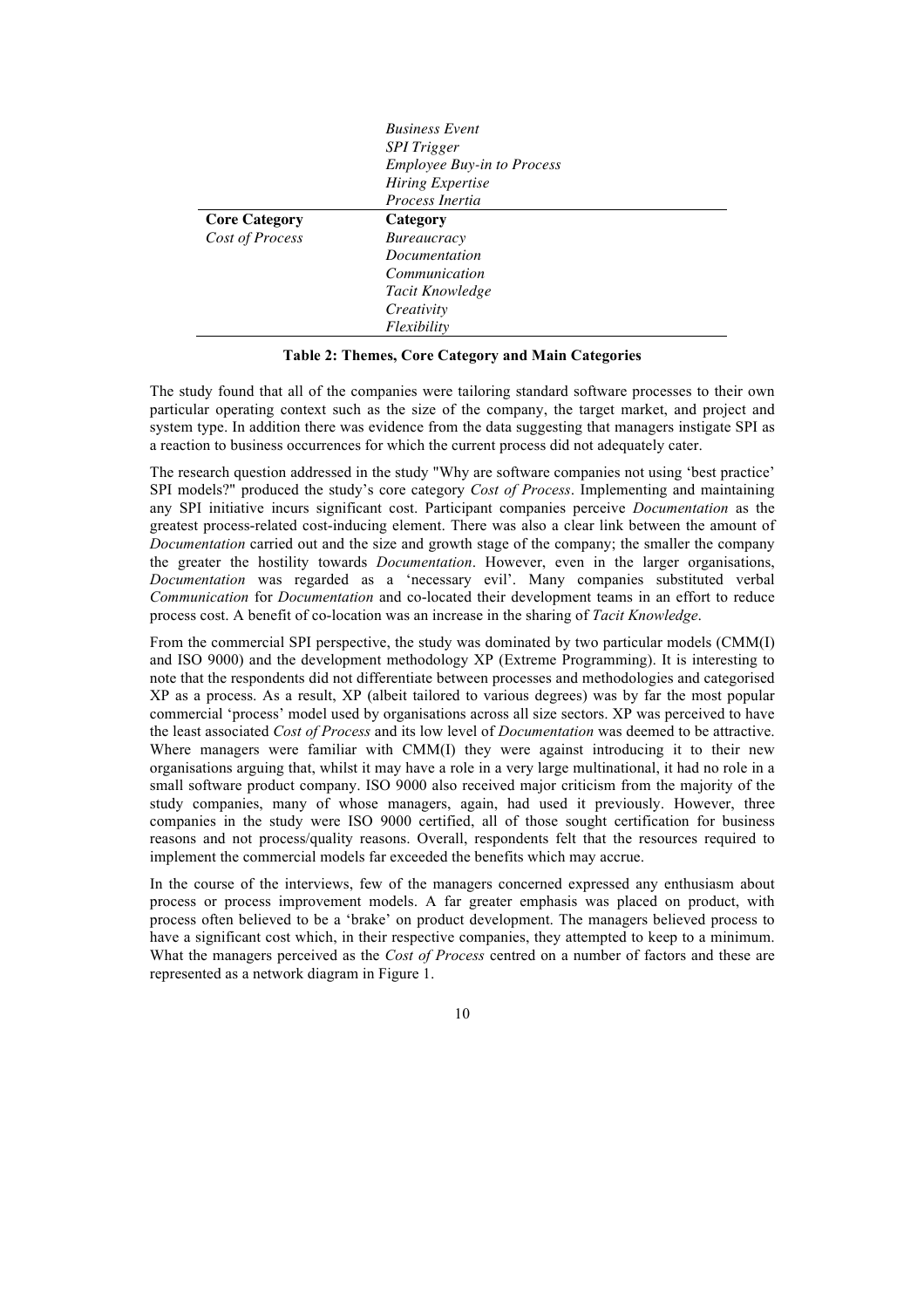| | |
|---|---|
| | *Business Event* |
| | *SPI Trigger* |
| | *Employee Buy-in to Process* |
| | *Hiring Expertise* |
| | *Process Inertia* |
| **Core Category** | **Category** |
| *Cost of Process* | *Bureaucracy* |
| | *Documentation* |
| | *Communication* |
| | *Tacit Knowledge* |
| | *Creativity* |
| | *Flexibility* |

**Table 2: Themes, Core Category and Main Categories**

The study found that all of the companies were tailoring standard software processes to their own particular operating context such as the size of the company, the target market, and project and system type. In addition there was evidence from the data suggesting that managers instigate SPI as a reaction to business occurrences for which the current process did not adequately cater.

The research question addressed in the study "Why are software companies not using 'best practice' SPI models?" produced the study's core category *Cost of Process*. Implementing and maintaining any SPI initiative incurs significant cost. Participant companies perceive *Documentation* as the greatest process-related cost-inducing element. There was also a clear link between the amount of *Documentation* carried out and the size and growth stage of the company; the smaller the company the greater the hostility towards *Documentation*. However, even in the larger organisations, *Documentation* was regarded as a 'necessary evil'. Many companies substituted verbal *Communication* for *Documentation* and co-located their development teams in an effort to reduce process cost. A benefit of co-location was an increase in the sharing of *Tacit Knowledge*.

From the commercial SPI perspective, the study was dominated by two particular models (CMM(I) and ISO 9000) and the development methodology XP (Extreme Programming). It is interesting to note that the respondents did not differentiate between processes and methodologies and categorised XP as a process. As a result, XP (albeit tailored to various degrees) was by far the most popular commercial 'process' model used by organisations across all size sectors. XP was perceived to have the least associated *Cost of Process* and its low level of *Documentation* was deemed to be attractive. Where managers were familiar with CMM(I) they were against introducing it to their new organisations arguing that, whilst it may have a role in a very large multinational, it had no role in a small software product company. ISO 9000 also received major criticism from the majority of the study companies, many of whose managers, again, had used it previously. However, three companies in the study were ISO 9000 certified, all of those sought certification for business reasons and not process/quality reasons. Overall, respondents felt that the resources required to implement the commercial models far exceeded the benefits which may accrue.

In the course of the interviews, few of the managers concerned expressed any enthusiasm about process or process improvement models. A far greater emphasis was placed on product, with process often believed to be a 'brake' on product development. The managers believed process to have a significant cost which, in their respective companies, they attempted to keep to a minimum. What the managers perceived as the *Cost of Process* centred on a number of factors and these are represented as a network diagram in Figure 1.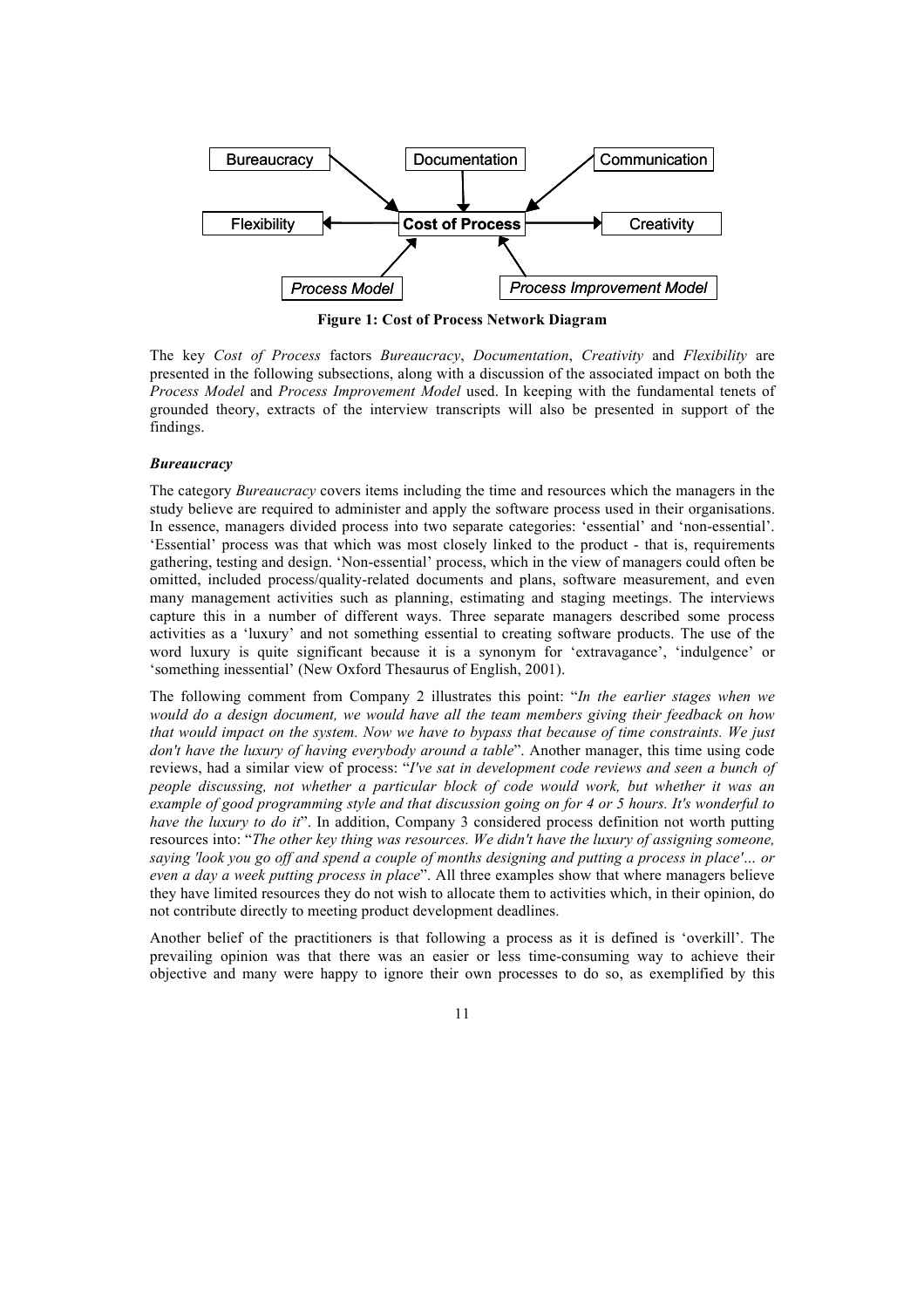**Figure 1: Cost of Process Network Diagram**

The key *Cost of Process* factors *Bureaucracy*, *Documentation*, *Creativity* and *Flexibility* are presented in the following subsections, along with a discussion of the associated impact on both the *Process Model* and *Process Improvement Model* used. In keeping with the fundamental tenets of grounded theory, extracts of the interview transcripts will also be presented in support of the findings.

### *Bureaucracy*

The category *Bureaucracy* covers items including the time and resources which the managers in the study believe are required to administer and apply the software process used in their organisations. In essence, managers divided process into two separate categories: 'essential' and 'non-essential'. 'Essential' process was that which was most closely linked to the product - that is, requirements gathering, testing and design. 'Non-essential' process, which in the view of managers could often be omitted, included process/quality-related documents and plans, software measurement, and even many management activities such as planning, estimating and staging meetings. The interviews capture this in a number of different ways. Three separate managers described some process activities as a 'luxury' and not something essential to creating software products. The use of the word luxury is quite significant because it is a synonym for 'extravagance', 'indulgence' or 'something inessential' (New Oxford Thesaurus of English, 2001).

The following comment from Company 2 illustrates this point: "*In the earlier stages when we would do a design document, we would have all the team members giving their feedback on how that would impact on the system. Now we have to bypass that because of time constraints. We just don't have the luxury of having everybody around a table*". Another manager, this time using code reviews, had a similar view of process: "*I've sat in development code reviews and seen a bunch of people discussing, not whether a particular block of code would work, but whether it was an example of good programming style and that discussion going on for 4 or 5 hours. It's wonderful to have the luxury to do it*". In addition, Company 3 considered process definition not worth putting resources into: "*The other key thing was resources. We didn't have the luxury of assigning someone, saying 'look you go off and spend a couple of months designing and putting a process in place'… or even a day a week putting process in place*". All three examples show that where managers believe they have limited resources they do not wish to allocate them to activities which, in their opinion, do not contribute directly to meeting product development deadlines.

Another belief of the practitioners is that following a process as it is defined is 'overkill'. The prevailing opinion was that there was an easier or less time-consuming way to achieve their objective and many were happy to ignore their own processes to do so, as exemplified by this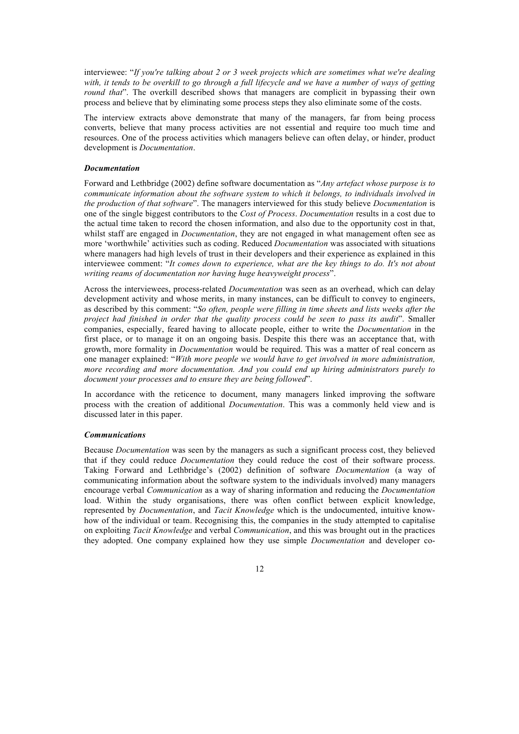interviewee: "*If you're talking about 2 or 3 week projects which are sometimes what we're dealing with, it tends to be overkill to go through a full lifecycle and we have a number of ways of getting round that*". The overkill described shows that managers are complicit in bypassing their own process and believe that by eliminating some process steps they also eliminate some of the costs.

The interview extracts above demonstrate that many of the managers, far from being process converts, believe that many process activities are not essential and require too much time and resources. One of the process activities which managers believe can often delay, or hinder, product development is *Documentation*.

### *Documentation*

Forward and Lethbridge (2002) define software documentation as "*Any artefact whose purpose is to communicate information about the software system to which it belongs, to individuals involved in the production of that software*". The managers interviewed for this study believe *Documentation* is one of the single biggest contributors to the *Cost of Process*. *Documentation* results in a cost due to the actual time taken to record the chosen information, and also due to the opportunity cost in that, whilst staff are engaged in *Documentation*, they are not engaged in what management often see as more 'worthwhile' activities such as coding. Reduced *Documentation* was associated with situations where managers had high levels of trust in their developers and their experience as explained in this interviewee comment: "*It comes down to experience, what are the key things to do. It's not about writing reams of documentation nor having huge heavyweight process*".

Across the interviewees, process-related *Documentation* was seen as an overhead, which can delay development activity and whose merits, in many instances, can be difficult to convey to engineers, as described by this comment: "*So often, people were filling in time sheets and lists weeks after the project had finished in order that the quality process could be seen to pass its audit*". Smaller companies, especially, feared having to allocate people, either to write the *Documentation* in the first place, or to manage it on an ongoing basis. Despite this there was an acceptance that, with growth, more formality in *Documentation* would be required. This was a matter of real concern as one manager explained: "*With more people we would have to get involved in more administration, more recording and more documentation. And you could end up hiring administrators purely to document your processes and to ensure they are being followed*".

In accordance with the reticence to document, many managers linked improving the software process with the creation of additional *Documentation*. This was a commonly held view and is discussed later in this paper.

### *Communications*

Because *Documentation* was seen by the managers as such a significant process cost, they believed that if they could reduce *Documentation* they could reduce the cost of their software process. Taking Forward and Lethbridge's (2002) definition of software *Documentation* (a way of communicating information about the software system to the individuals involved) many managers encourage verbal *Communication* as a way of sharing information and reducing the *Documentation* load. Within the study organisations, there was often conflict between explicit knowledge, represented by *Documentation*, and *Tacit Knowledge* which is the undocumented, intuitive know-how of the individual or team. Recognising this, the companies in the study attempted to capitalise on exploiting *Tacit Knowledge* and verbal *Communication*, and this was brought out in the practices they adopted. One company explained how they use simple *Documentation* and developer co-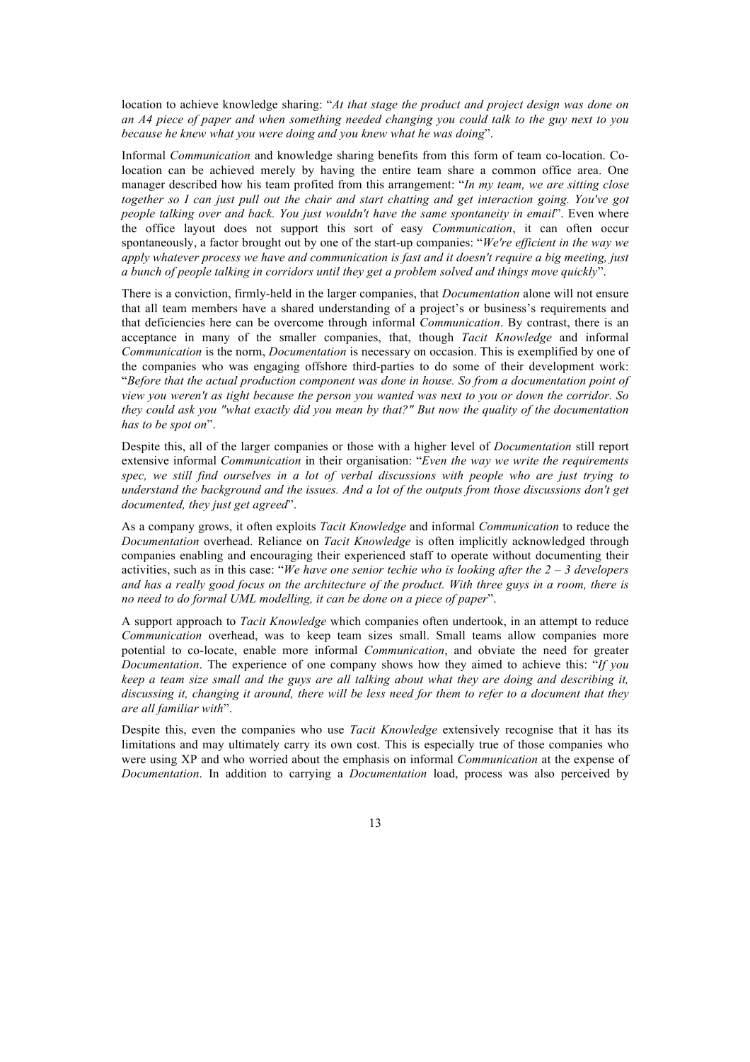location to achieve knowledge sharing: "*At that stage the product and project design was done on an A4 piece of paper and when something needed changing you could talk to the guy next to you because he knew what you were doing and you knew what he was doing*".

Informal *Communication* and knowledge sharing benefits from this form of team co-location. Co-location can be achieved merely by having the entire team share a common office area. One manager described how his team profited from this arrangement: "*In my team, we are sitting close together so I can just pull out the chair and start chatting and get interaction going. You've got people talking over and back. You just wouldn't have the same spontaneity in email*". Even where the office layout does not support this sort of easy *Communication*, it can often occur spontaneously, a factor brought out by one of the start-up companies: "*We're efficient in the way we apply whatever process we have and communication is fast and it doesn't require a big meeting, just a bunch of people talking in corridors until they get a problem solved and things move quickly*".

There is a conviction, firmly-held in the larger companies, that *Documentation* alone will not ensure that all team members have a shared understanding of a project's or business's requirements and that deficiencies here can be overcome through informal *Communication*. By contrast, there is an acceptance in many of the smaller companies, that, though *Tacit Knowledge* and informal *Communication* is the norm, *Documentation* is necessary on occasion. This is exemplified by one of the companies who was engaging offshore third-parties to do some of their development work: "*Before that the actual production component was done in house. So from a documentation point of view you weren't as tight because the person you wanted was next to you or down the corridor. So they could ask you "what exactly did you mean by that?" But now the quality of the documentation has to be spot on*".

Despite this, all of the larger companies or those with a higher level of *Documentation* still report extensive informal *Communication* in their organisation: "*Even the way we write the requirements spec, we still find ourselves in a lot of verbal discussions with people who are just trying to understand the background and the issues. And a lot of the outputs from those discussions don't get documented, they just get agreed*".

As a company grows, it often exploits *Tacit Knowledge* and informal *Communication* to reduce the *Documentation* overhead. Reliance on *Tacit Knowledge* is often implicitly acknowledged through companies enabling and encouraging their experienced staff to operate without documenting their activities, such as in this case: "*We have one senior techie who is looking after the 2 – 3 developers and has a really good focus on the architecture of the product. With three guys in a room, there is no need to do formal UML modelling, it can be done on a piece of paper*".

A support approach to *Tacit Knowledge* which companies often undertook, in an attempt to reduce *Communication* overhead, was to keep team sizes small. Small teams allow companies more potential to co-locate, enable more informal *Communication*, and obviate the need for greater *Documentation*. The experience of one company shows how they aimed to achieve this: "*If you keep a team size small and the guys are all talking about what they are doing and describing it, discussing it, changing it around, there will be less need for them to refer to a document that they are all familiar with*".

Despite this, even the companies who use *Tacit Knowledge* extensively recognise that it has its limitations and may ultimately carry its own cost. This is especially true of those companies who were using XP and who worried about the emphasis on informal *Communication* at the expense of *Documentation*. In addition to carrying a *Documentation* load, process was also perceived by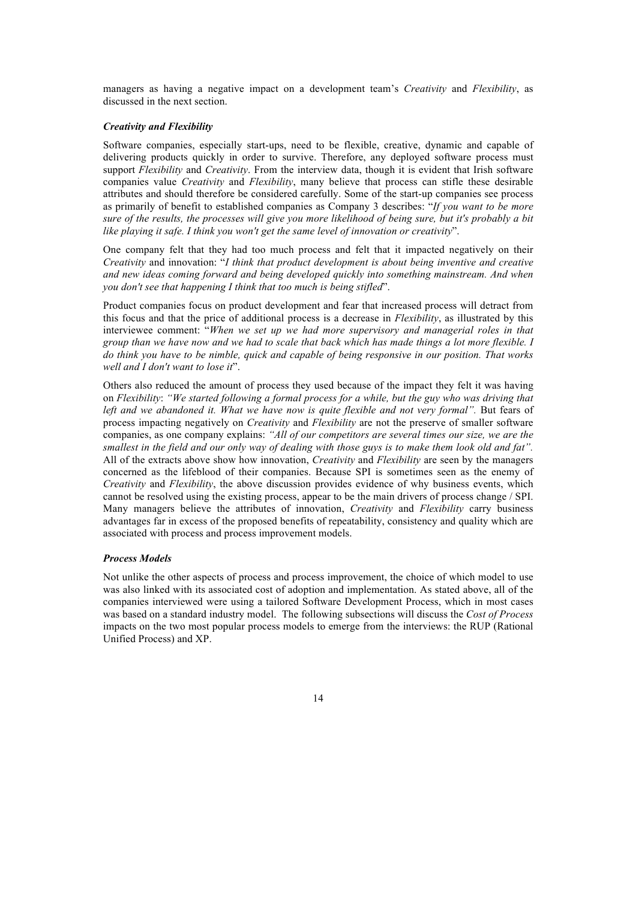managers as having a negative impact on a development team's *Creativity* and *Flexibility*, as discussed in the next section.

### *Creativity and Flexibility*

Software companies, especially start-ups, need to be flexible, creative, dynamic and capable of delivering products quickly in order to survive. Therefore, any deployed software process must support *Flexibility* and *Creativity*. From the interview data, though it is evident that Irish software companies value *Creativity* and *Flexibility*, many believe that process can stifle these desirable attributes and should therefore be considered carefully. Some of the start-up companies see process as primarily of benefit to established companies as Company 3 describes: "*If you want to be more sure of the results, the processes will give you more likelihood of being sure, but it's probably a bit like playing it safe. I think you won't get the same level of innovation or creativity*".

One company felt that they had too much process and felt that it impacted negatively on their *Creativity* and innovation: "*I think that product development is about being inventive and creative and new ideas coming forward and being developed quickly into something mainstream. And when you don't see that happening I think that too much is being stifled*".

Product companies focus on product development and fear that increased process will detract from this focus and that the price of additional process is a decrease in *Flexibility*, as illustrated by this interviewee comment: "*When we set up we had more supervisory and managerial roles in that group than we have now and we had to scale that back which has made things a lot more flexible. I do think you have to be nimble, quick and capable of being responsive in our position. That works well and I don't want to lose it*".

Others also reduced the amount of process they used because of the impact they felt it was having on *Flexibility*: *"We started following a formal process for a while, but the guy who was driving that left and we abandoned it. What we have now is quite flexible and not very formal".* But fears of process impacting negatively on *Creativity* and *Flexibility* are not the preserve of smaller software companies, as one company explains: *"All of our competitors are several times our size, we are the smallest in the field and our only way of dealing with those guys is to make them look old and fat".* All of the extracts above show how innovation, *Creativity* and *Flexibility* are seen by the managers concerned as the lifeblood of their companies. Because SPI is sometimes seen as the enemy of *Creativity* and *Flexibility*, the above discussion provides evidence of why business events, which cannot be resolved using the existing process, appear to be the main drivers of process change / SPI. Many managers believe the attributes of innovation, *Creativity* and *Flexibility* carry business advantages far in excess of the proposed benefits of repeatability, consistency and quality which are associated with process and process improvement models.

### *Process Models*

Not unlike the other aspects of process and process improvement, the choice of which model to use was also linked with its associated cost of adoption and implementation. As stated above, all of the companies interviewed were using a tailored Software Development Process, which in most cases was based on a standard industry model. The following subsections will discuss the *Cost of Process* impacts on the two most popular process models to emerge from the interviews: the RUP (Rational Unified Process) and XP.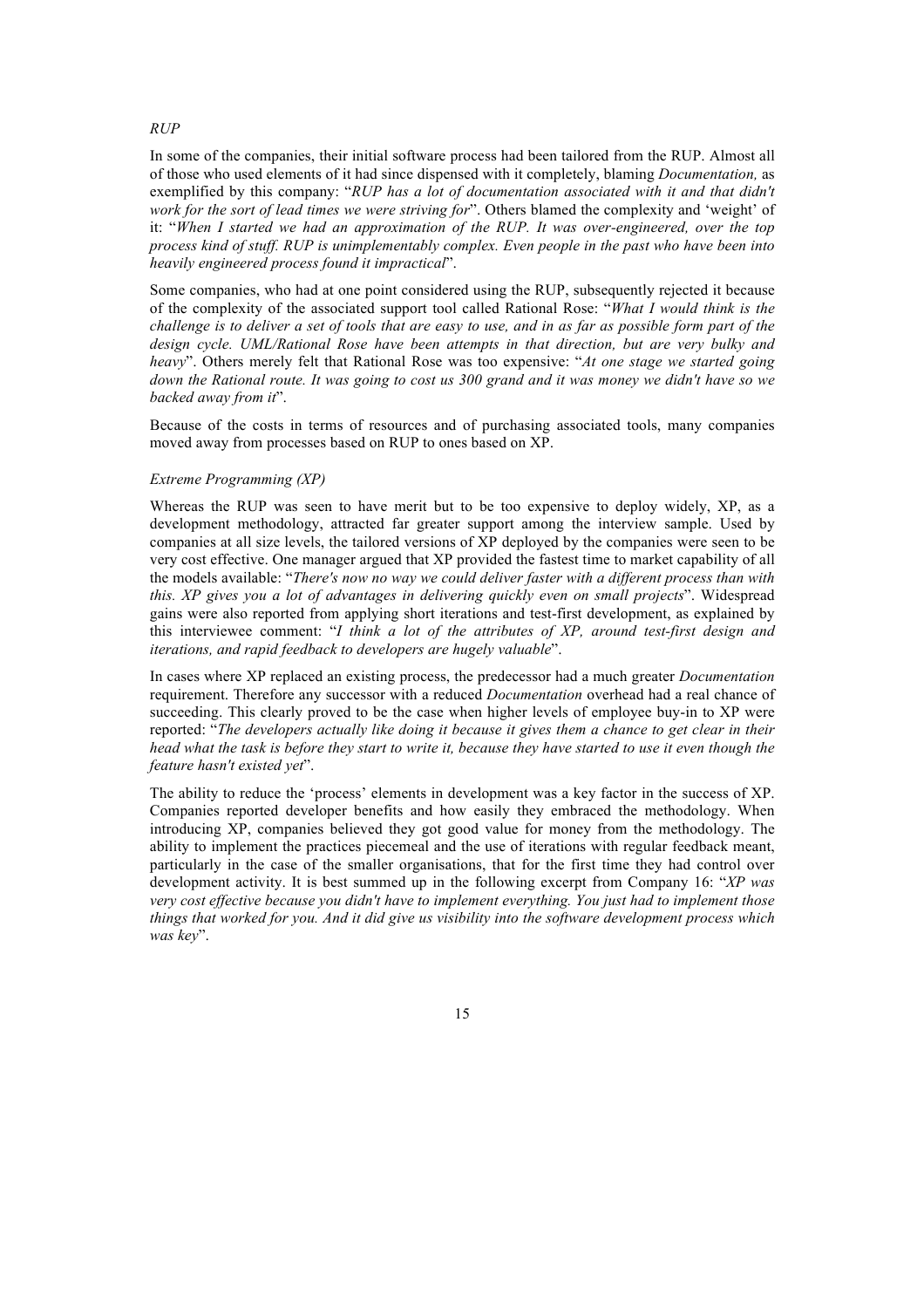*RUP*

In some of the companies, their initial software process had been tailored from the RUP. Almost all of those who used elements of it had since dispensed with it completely, blaming *Documentation,* as exemplified by this company: "*RUP has a lot of documentation associated with it and that didn't work for the sort of lead times we were striving for*". Others blamed the complexity and 'weight' of it: "*When I started we had an approximation of the RUP. It was over-engineered, over the top process kind of stuff. RUP is unimplementably complex. Even people in the past who have been into heavily engineered process found it impractical*".

Some companies, who had at one point considered using the RUP, subsequently rejected it because of the complexity of the associated support tool called Rational Rose: "*What I would think is the challenge is to deliver a set of tools that are easy to use, and in as far as possible form part of the design cycle. UML/Rational Rose have been attempts in that direction, but are very bulky and heavy*". Others merely felt that Rational Rose was too expensive: "*At one stage we started going down the Rational route. It was going to cost us 300 grand and it was money we didn't have so we backed away from it*".

Because of the costs in terms of resources and of purchasing associated tools, many companies moved away from processes based on RUP to ones based on XP.

*Extreme Programming (XP)*

Whereas the RUP was seen to have merit but to be too expensive to deploy widely, XP, as a development methodology, attracted far greater support among the interview sample. Used by companies at all size levels, the tailored versions of XP deployed by the companies were seen to be very cost effective. One manager argued that XP provided the fastest time to market capability of all the models available: "*There's now no way we could deliver faster with a different process than with this. XP gives you a lot of advantages in delivering quickly even on small projects*". Widespread gains were also reported from applying short iterations and test-first development, as explained by this interviewee comment: "*I think a lot of the attributes of XP, around test-first design and iterations, and rapid feedback to developers are hugely valuable*".

In cases where XP replaced an existing process, the predecessor had a much greater *Documentation* requirement. Therefore any successor with a reduced *Documentation* overhead had a real chance of succeeding. This clearly proved to be the case when higher levels of employee buy-in to XP were reported: "*The developers actually like doing it because it gives them a chance to get clear in their head what the task is before they start to write it, because they have started to use it even though the feature hasn't existed yet*".

The ability to reduce the 'process' elements in development was a key factor in the success of XP. Companies reported developer benefits and how easily they embraced the methodology. When introducing XP, companies believed they got good value for money from the methodology. The ability to implement the practices piecemeal and the use of iterations with regular feedback meant, particularly in the case of the smaller organisations, that for the first time they had control over development activity. It is best summed up in the following excerpt from Company 16: "*XP was very cost effective because you didn't have to implement everything. You just had to implement those things that worked for you. And it did give us visibility into the software development process which was key*".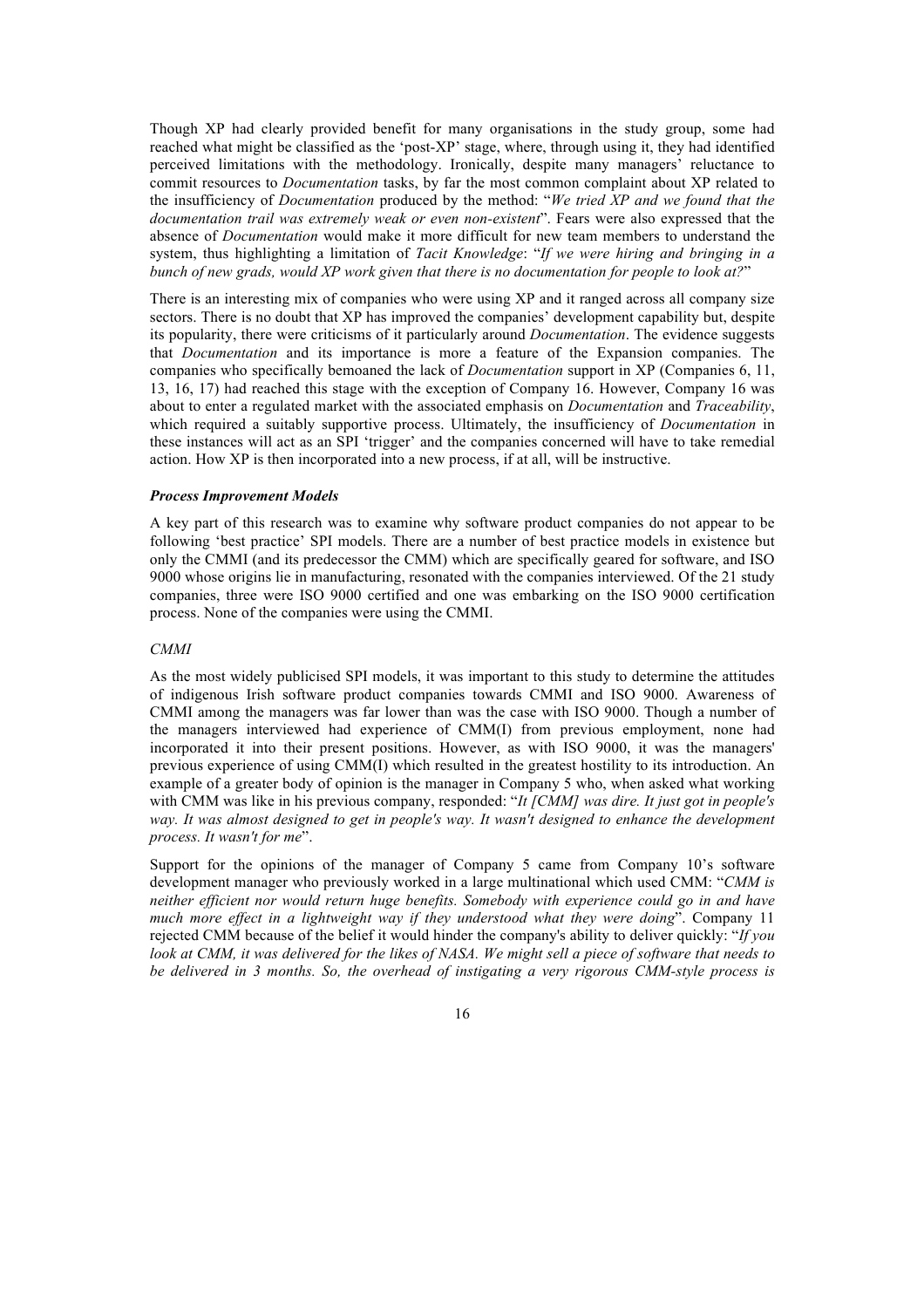Though XP had clearly provided benefit for many organisations in the study group, some had reached what might be classified as the 'post-XP' stage, where, through using it, they had identified perceived limitations with the methodology. Ironically, despite many managers' reluctance to commit resources to *Documentation* tasks, by far the most common complaint about XP related to the insufficiency of *Documentation* produced by the method: "*We tried XP and we found that the documentation trail was extremely weak or even non-existent*". Fears were also expressed that the absence of *Documentation* would make it more difficult for new team members to understand the system, thus highlighting a limitation of *Tacit Knowledge*: "*If we were hiring and bringing in a bunch of new grads, would XP work given that there is no documentation for people to look at?*"

There is an interesting mix of companies who were using XP and it ranged across all company size sectors. There is no doubt that XP has improved the companies' development capability but, despite its popularity, there were criticisms of it particularly around *Documentation*. The evidence suggests that *Documentation* and its importance is more a feature of the Expansion companies. The companies who specifically bemoaned the lack of *Documentation* support in XP (Companies 6, 11, 13, 16, 17) had reached this stage with the exception of Company 16. However, Company 16 was about to enter a regulated market with the associated emphasis on *Documentation* and *Traceability*, which required a suitably supportive process. Ultimately, the insufficiency of *Documentation* in these instances will act as an SPI 'trigger' and the companies concerned will have to take remedial action. How XP is then incorporated into a new process, if at all, will be instructive.

### *Process Improvement Models*

A key part of this research was to examine why software product companies do not appear to be following 'best practice' SPI models. There are a number of best practice models in existence but only the CMMI (and its predecessor the CMM) which are specifically geared for software, and ISO 9000 whose origins lie in manufacturing, resonated with the companies interviewed. Of the 21 study companies, three were ISO 9000 certified and one was embarking on the ISO 9000 certification process. None of the companies were using the CMMI.

#### *CMMI*

As the most widely publicised SPI models, it was important to this study to determine the attitudes of indigenous Irish software product companies towards CMMI and ISO 9000. Awareness of CMMI among the managers was far lower than was the case with ISO 9000. Though a number of the managers interviewed had experience of CMM(I) from previous employment, none had incorporated it into their present positions. However, as with ISO 9000, it was the managers' previous experience of using CMM(I) which resulted in the greatest hostility to its introduction. An example of a greater body of opinion is the manager in Company 5 who, when asked what working with CMM was like in his previous company, responded: "*It [CMM] was dire. It just got in people's way. It was almost designed to get in people's way. It wasn't designed to enhance the development process. It wasn't for me*".

Support for the opinions of the manager of Company 5 came from Company 10's software development manager who previously worked in a large multinational which used CMM: "*CMM is neither efficient nor would return huge benefits. Somebody with experience could go in and have much more effect in a lightweight way if they understood what they were doing*". Company 11 rejected CMM because of the belief it would hinder the company's ability to deliver quickly: "*If you look at CMM, it was delivered for the likes of NASA. We might sell a piece of software that needs to be delivered in 3 months. So, the overhead of instigating a very rigorous CMM-style process is*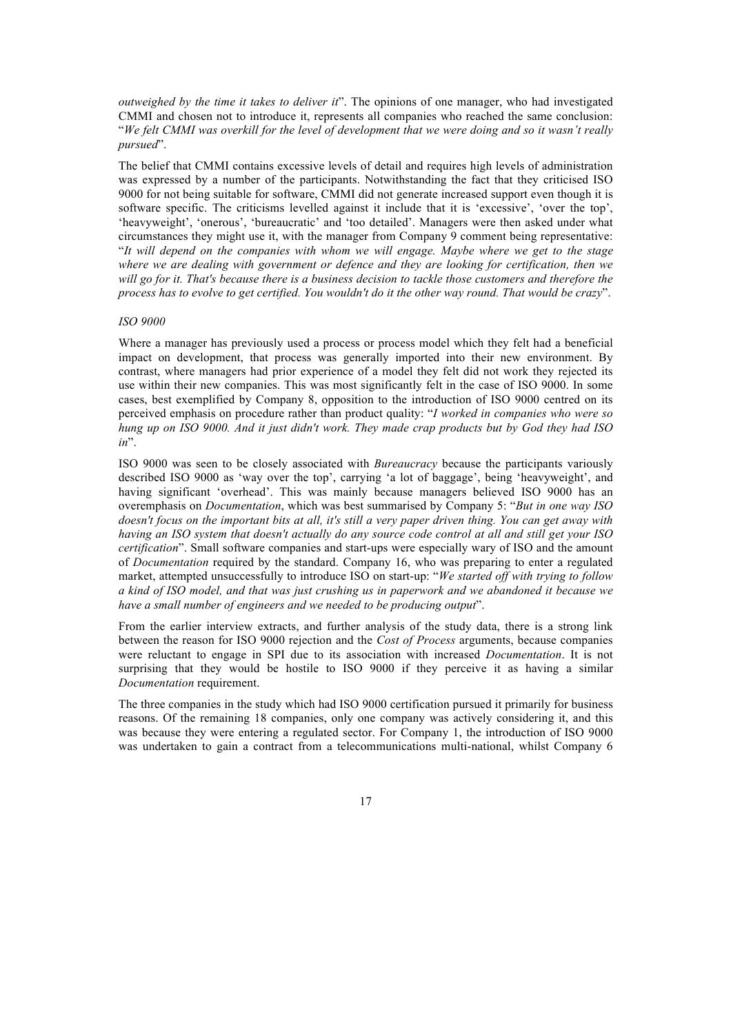*outweighed by the time it takes to deliver it*". The opinions of one manager, who had investigated CMMI and chosen not to introduce it, represents all companies who reached the same conclusion: "*We felt CMMI was overkill for the level of development that we were doing and so it wasn't really pursued*".

The belief that CMMI contains excessive levels of detail and requires high levels of administration was expressed by a number of the participants. Notwithstanding the fact that they criticised ISO 9000 for not being suitable for software, CMMI did not generate increased support even though it is software specific. The criticisms levelled against it include that it is 'excessive', 'over the top', 'heavyweight', 'onerous', 'bureaucratic' and 'too detailed'. Managers were then asked under what circumstances they might use it, with the manager from Company 9 comment being representative: "*It will depend on the companies with whom we will engage. Maybe where we get to the stage where we are dealing with government or defence and they are looking for certification, then we will go for it. That's because there is a business decision to tackle those customers and therefore the process has to evolve to get certified. You wouldn't do it the other way round. That would be crazy*".

*ISO 9000*

Where a manager has previously used a process or process model which they felt had a beneficial impact on development, that process was generally imported into their new environment. By contrast, where managers had prior experience of a model they felt did not work they rejected its use within their new companies. This was most significantly felt in the case of ISO 9000. In some cases, best exemplified by Company 8, opposition to the introduction of ISO 9000 centred on its perceived emphasis on procedure rather than product quality: "*I worked in companies who were so hung up on ISO 9000. And it just didn't work. They made crap products but by God they had ISO in*".

ISO 9000 was seen to be closely associated with *Bureaucracy* because the participants variously described ISO 9000 as 'way over the top', carrying 'a lot of baggage', being 'heavyweight', and having significant 'overhead'. This was mainly because managers believed ISO 9000 has an overemphasis on *Documentation*, which was best summarised by Company 5: "*But in one way ISO doesn't focus on the important bits at all, it's still a very paper driven thing. You can get away with having an ISO system that doesn't actually do any source code control at all and still get your ISO certification*". Small software companies and start-ups were especially wary of ISO and the amount of *Documentation* required by the standard. Company 16, who was preparing to enter a regulated market, attempted unsuccessfully to introduce ISO on start-up: "*We started off with trying to follow a kind of ISO model, and that was just crushing us in paperwork and we abandoned it because we have a small number of engineers and we needed to be producing output*".

From the earlier interview extracts, and further analysis of the study data, there is a strong link between the reason for ISO 9000 rejection and the *Cost of Process* arguments, because companies were reluctant to engage in SPI due to its association with increased *Documentation*. It is not surprising that they would be hostile to ISO 9000 if they perceive it as having a similar *Documentation* requirement.

The three companies in the study which had ISO 9000 certification pursued it primarily for business reasons. Of the remaining 18 companies, only one company was actively considering it, and this was because they were entering a regulated sector. For Company 1, the introduction of ISO 9000 was undertaken to gain a contract from a telecommunications multi-national, whilst Company 6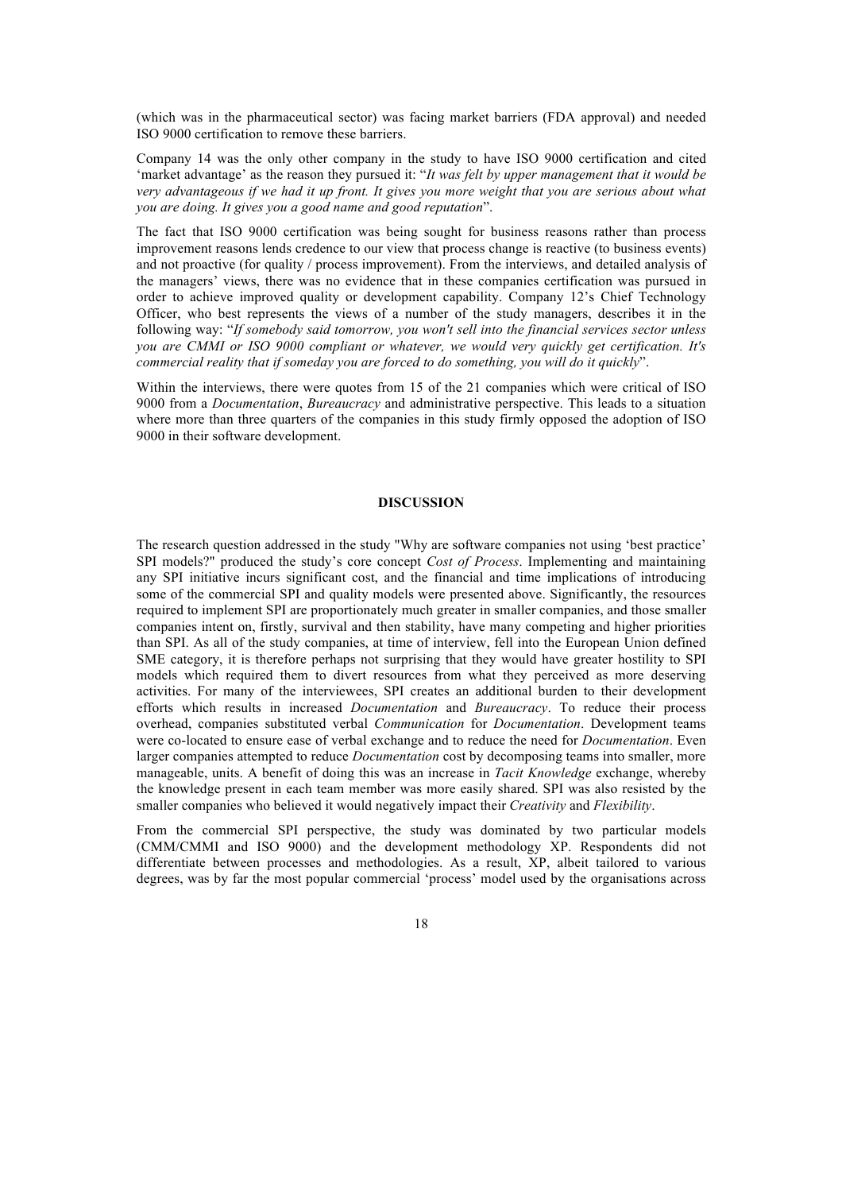(which was in the pharmaceutical sector) was facing market barriers (FDA approval) and needed ISO 9000 certification to remove these barriers.

Company 14 was the only other company in the study to have ISO 9000 certification and cited 'market advantage' as the reason they pursued it: "*It was felt by upper management that it would be very advantageous if we had it up front. It gives you more weight that you are serious about what you are doing. It gives you a good name and good reputation*".

The fact that ISO 9000 certification was being sought for business reasons rather than process improvement reasons lends credence to our view that process change is reactive (to business events) and not proactive (for quality / process improvement). From the interviews, and detailed analysis of the managers' views, there was no evidence that in these companies certification was pursued in order to achieve improved quality or development capability. Company 12's Chief Technology Officer, who best represents the views of a number of the study managers, describes it in the following way: "*If somebody said tomorrow, you won't sell into the financial services sector unless you are CMMI or ISO 9000 compliant or whatever, we would very quickly get certification. It's commercial reality that if someday you are forced to do something, you will do it quickly*".

Within the interviews, there were quotes from 15 of the 21 companies which were critical of ISO 9000 from a *Documentation*, *Bureaucracy* and administrative perspective. This leads to a situation where more than three quarters of the companies in this study firmly opposed the adoption of ISO 9000 in their software development.

## DISCUSSION

The research question addressed in the study "Why are software companies not using 'best practice' SPI models?" produced the study's core concept *Cost of Process*. Implementing and maintaining any SPI initiative incurs significant cost, and the financial and time implications of introducing some of the commercial SPI and quality models were presented above. Significantly, the resources required to implement SPI are proportionately much greater in smaller companies, and those smaller companies intent on, firstly, survival and then stability, have many competing and higher priorities than SPI. As all of the study companies, at time of interview, fell into the European Union defined SME category, it is therefore perhaps not surprising that they would have greater hostility to SPI models which required them to divert resources from what they perceived as more deserving activities. For many of the interviewees, SPI creates an additional burden to their development efforts which results in increased *Documentation* and *Bureaucracy*. To reduce their process overhead, companies substituted verbal *Communication* for *Documentation*. Development teams were co-located to ensure ease of verbal exchange and to reduce the need for *Documentation*. Even larger companies attempted to reduce *Documentation* cost by decomposing teams into smaller, more manageable, units. A benefit of doing this was an increase in *Tacit Knowledge* exchange, whereby the knowledge present in each team member was more easily shared. SPI was also resisted by the smaller companies who believed it would negatively impact their *Creativity* and *Flexibility*.

From the commercial SPI perspective, the study was dominated by two particular models (CMM/CMMI and ISO 9000) and the development methodology XP. Respondents did not differentiate between processes and methodologies. As a result, XP, albeit tailored to various degrees, was by far the most popular commercial 'process' model used by the organisations across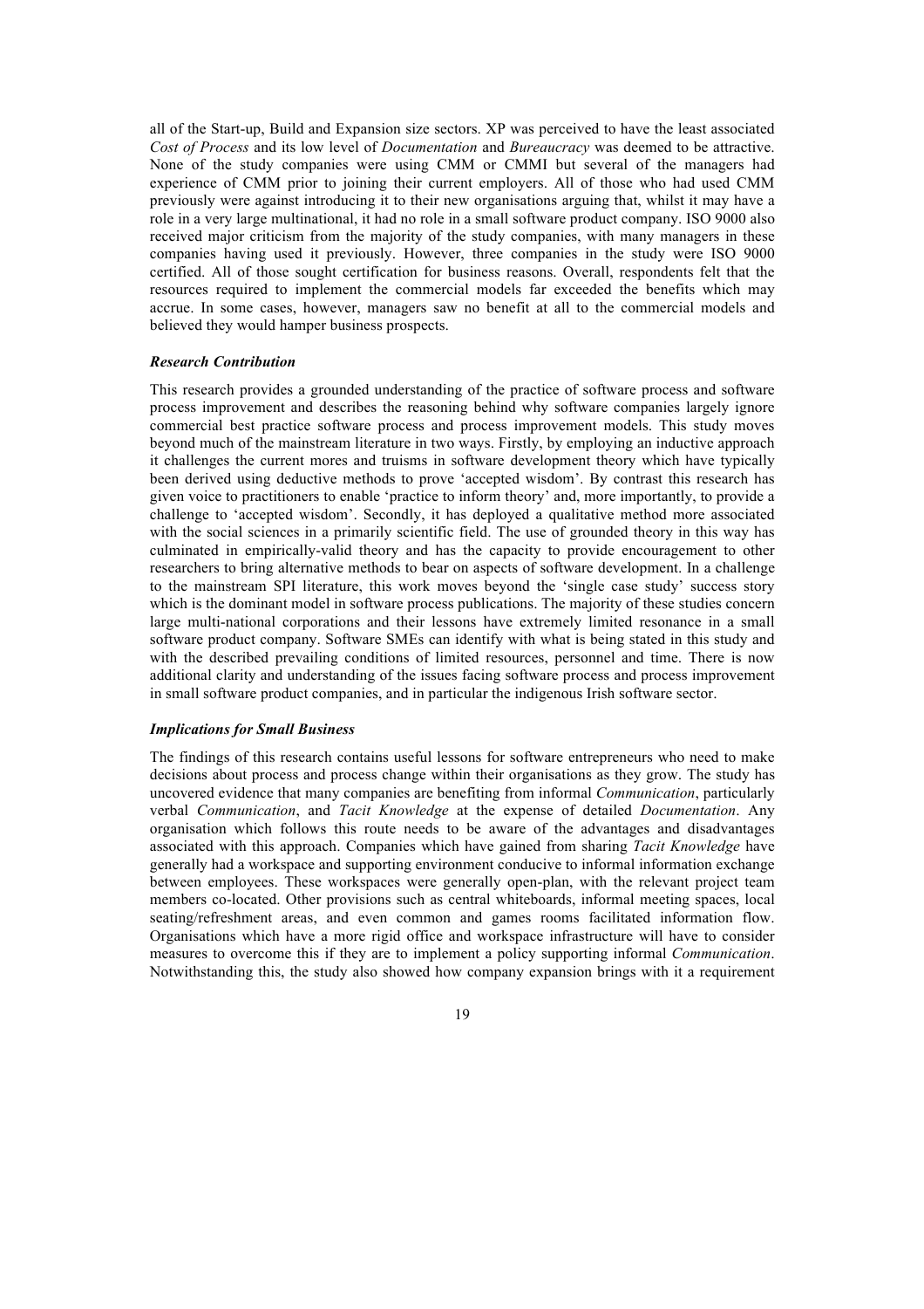all of the Start-up, Build and Expansion size sectors. XP was perceived to have the least associated *Cost of Process* and its low level of *Documentation* and *Bureaucracy* was deemed to be attractive. None of the study companies were using CMM or CMMI but several of the managers had experience of CMM prior to joining their current employers. All of those who had used CMM previously were against introducing it to their new organisations arguing that, whilst it may have a role in a very large multinational, it had no role in a small software product company. ISO 9000 also received major criticism from the majority of the study companies, with many managers in these companies having used it previously. However, three companies in the study were ISO 9000 certified. All of those sought certification for business reasons. Overall, respondents felt that the resources required to implement the commercial models far exceeded the benefits which may accrue. In some cases, however, managers saw no benefit at all to the commercial models and believed they would hamper business prospects.

#### *Research Contribution*

This research provides a grounded understanding of the practice of software process and software process improvement and describes the reasoning behind why software companies largely ignore commercial best practice software process and process improvement models. This study moves beyond much of the mainstream literature in two ways. Firstly, by employing an inductive approach it challenges the current mores and truisms in software development theory which have typically been derived using deductive methods to prove 'accepted wisdom'. By contrast this research has given voice to practitioners to enable 'practice to inform theory' and, more importantly, to provide a challenge to 'accepted wisdom'. Secondly, it has deployed a qualitative method more associated with the social sciences in a primarily scientific field. The use of grounded theory in this way has culminated in empirically-valid theory and has the capacity to provide encouragement to other researchers to bring alternative methods to bear on aspects of software development. In a challenge to the mainstream SPI literature, this work moves beyond the 'single case study' success story which is the dominant model in software process publications. The majority of these studies concern large multi-national corporations and their lessons have extremely limited resonance in a small software product company. Software SMEs can identify with what is being stated in this study and with the described prevailing conditions of limited resources, personnel and time. There is now additional clarity and understanding of the issues facing software process and process improvement in small software product companies, and in particular the indigenous Irish software sector.

#### *Implications for Small Business*

The findings of this research contains useful lessons for software entrepreneurs who need to make decisions about process and process change within their organisations as they grow. The study has uncovered evidence that many companies are benefiting from informal *Communication*, particularly verbal *Communication*, and *Tacit Knowledge* at the expense of detailed *Documentation*. Any organisation which follows this route needs to be aware of the advantages and disadvantages associated with this approach. Companies which have gained from sharing *Tacit Knowledge* have generally had a workspace and supporting environment conducive to informal information exchange between employees. These workspaces were generally open-plan, with the relevant project team members co-located. Other provisions such as central whiteboards, informal meeting spaces, local seating/refreshment areas, and even common and games rooms facilitated information flow. Organisations which have a more rigid office and workspace infrastructure will have to consider measures to overcome this if they are to implement a policy supporting informal *Communication*. Notwithstanding this, the study also showed how company expansion brings with it a requirement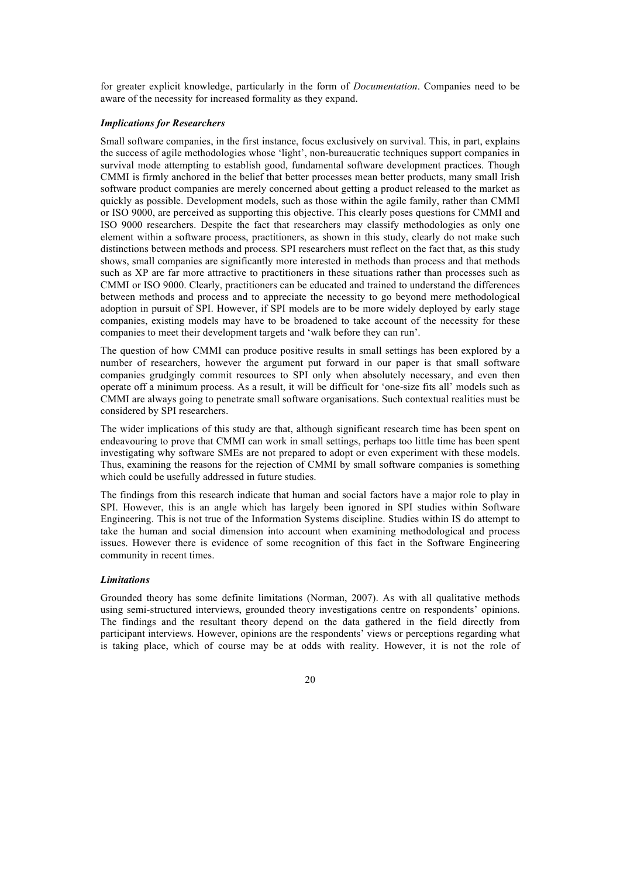for greater explicit knowledge, particularly in the form of *Documentation*. Companies need to be aware of the necessity for increased formality as they expand.

***Implications for Researchers***

Small software companies, in the first instance, focus exclusively on survival. This, in part, explains the success of agile methodologies whose 'light', non-bureaucratic techniques support companies in survival mode attempting to establish good, fundamental software development practices. Though CMMI is firmly anchored in the belief that better processes mean better products, many small Irish software product companies are merely concerned about getting a product released to the market as quickly as possible. Development models, such as those within the agile family, rather than CMMI or ISO 9000, are perceived as supporting this objective. This clearly poses questions for CMMI and ISO 9000 researchers. Despite the fact that researchers may classify methodologies as only one element within a software process, practitioners, as shown in this study, clearly do not make such distinctions between methods and process. SPI researchers must reflect on the fact that, as this study shows, small companies are significantly more interested in methods than process and that methods such as XP are far more attractive to practitioners in these situations rather than processes such as CMMI or ISO 9000. Clearly, practitioners can be educated and trained to understand the differences between methods and process and to appreciate the necessity to go beyond mere methodological adoption in pursuit of SPI. However, if SPI models are to be more widely deployed by early stage companies, existing models may have to be broadened to take account of the necessity for these companies to meet their development targets and 'walk before they can run'.

The question of how CMMI can produce positive results in small settings has been explored by a number of researchers, however the argument put forward in our paper is that small software companies grudgingly commit resources to SPI only when absolutely necessary, and even then operate off a minimum process. As a result, it will be difficult for 'one-size fits all' models such as CMMI are always going to penetrate small software organisations. Such contextual realities must be considered by SPI researchers.

The wider implications of this study are that, although significant research time has been spent on endeavouring to prove that CMMI can work in small settings, perhaps too little time has been spent investigating why software SMEs are not prepared to adopt or even experiment with these models. Thus, examining the reasons for the rejection of CMMI by small software companies is something which could be usefully addressed in future studies.

The findings from this research indicate that human and social factors have a major role to play in SPI. However, this is an angle which has largely been ignored in SPI studies within Software Engineering. This is not true of the Information Systems discipline. Studies within IS do attempt to take the human and social dimension into account when examining methodological and process issues. However there is evidence of some recognition of this fact in the Software Engineering community in recent times.

***Limitations***

Grounded theory has some definite limitations (Norman, 2007). As with all qualitative methods using semi-structured interviews, grounded theory investigations centre on respondents' opinions. The findings and the resultant theory depend on the data gathered in the field directly from participant interviews. However, opinions are the respondents' views or perceptions regarding what is taking place, which of course may be at odds with reality. However, it is not the role of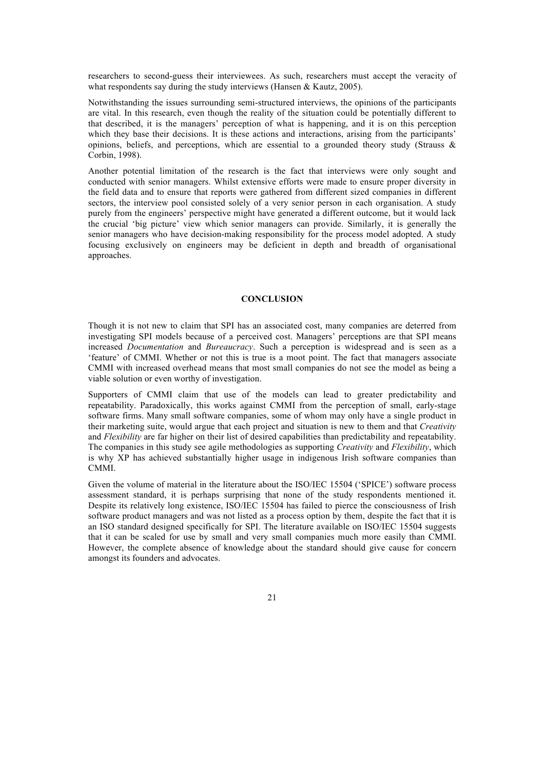researchers to second-guess their interviewees. As such, researchers must accept the veracity of what respondents say during the study interviews (Hansen & Kautz, 2005).

Notwithstanding the issues surrounding semi-structured interviews, the opinions of the participants are vital. In this research, even though the reality of the situation could be potentially different to that described, it is the managers' perception of what is happening, and it is on this perception which they base their decisions. It is these actions and interactions, arising from the participants' opinions, beliefs, and perceptions, which are essential to a grounded theory study (Strauss & Corbin, 1998).

Another potential limitation of the research is the fact that interviews were only sought and conducted with senior managers. Whilst extensive efforts were made to ensure proper diversity in the field data and to ensure that reports were gathered from different sized companies in different sectors, the interview pool consisted solely of a very senior person in each organisation. A study purely from the engineers' perspective might have generated a different outcome, but it would lack the crucial 'big picture' view which senior managers can provide. Similarly, it is generally the senior managers who have decision-making responsibility for the process model adopted. A study focusing exclusively on engineers may be deficient in depth and breadth of organisational approaches.

## CONCLUSION

Though it is not new to claim that SPI has an associated cost, many companies are deterred from investigating SPI models because of a perceived cost. Managers' perceptions are that SPI means increased *Documentation* and *Bureaucracy*. Such a perception is widespread and is seen as a 'feature' of CMMI. Whether or not this is true is a moot point. The fact that managers associate CMMI with increased overhead means that most small companies do not see the model as being a viable solution or even worthy of investigation.

Supporters of CMMI claim that use of the models can lead to greater predictability and repeatability. Paradoxically, this works against CMMI from the perception of small, early-stage software firms. Many small software companies, some of whom may only have a single product in their marketing suite, would argue that each project and situation is new to them and that *Creativity* and *Flexibility* are far higher on their list of desired capabilities than predictability and repeatability. The companies in this study see agile methodologies as supporting *Creativity* and *Flexibility*, which is why XP has achieved substantially higher usage in indigenous Irish software companies than CMMI.

Given the volume of material in the literature about the ISO/IEC 15504 ('SPICE') software process assessment standard, it is perhaps surprising that none of the study respondents mentioned it. Despite its relatively long existence, ISO/IEC 15504 has failed to pierce the consciousness of Irish software product managers and was not listed as a process option by them, despite the fact that it is an ISO standard designed specifically for SPI. The literature available on ISO/IEC 15504 suggests that it can be scaled for use by small and very small companies much more easily than CMMI. However, the complete absence of knowledge about the standard should give cause for concern amongst its founders and advocates.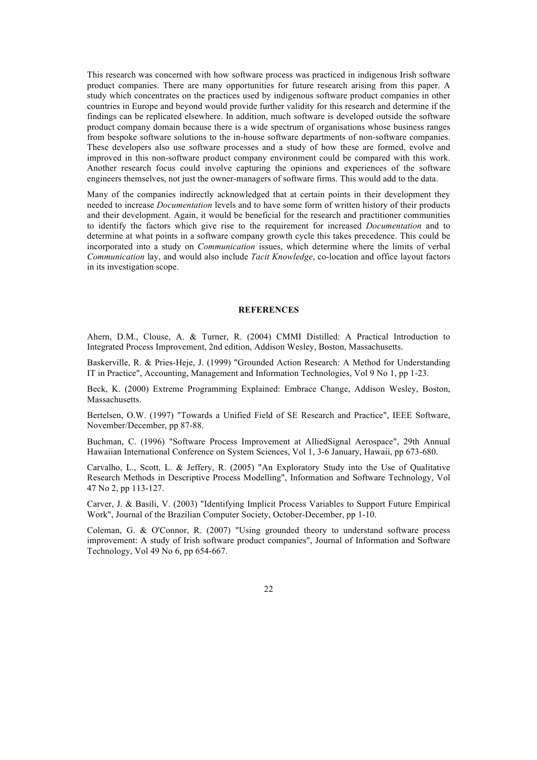This research was concerned with how software process was practiced in indigenous Irish software product companies. There are many opportunities for future research arising from this paper. A study which concentrates on the practices used by indigenous software product companies in other countries in Europe and beyond would provide further validity for this research and determine if the findings can be replicated elsewhere. In addition, much software is developed outside the software product company domain because there is a wide spectrum of organisations whose business ranges from bespoke software solutions to the in-house software departments of non-software companies. These developers also use software processes and a study of how these are formed, evolve and improved in this non-software product company environment could be compared with this work. Another research focus could involve capturing the opinions and experiences of the software engineers themselves, not just the owner-managers of software firms. This would add to the data.

Many of the companies indirectly acknowledged that at certain points in their development they needed to increase *Documentation* levels and to have some form of written history of their products and their development. Again, it would be beneficial for the research and practitioner communities to identify the factors which give rise to the requirement for increased *Documentation* and to determine at what points in a software company growth cycle this takes precedence. This could be incorporated into a study on *Communication* issues, which determine where the limits of verbal *Communication* lay, and would also include *Tacit Knowledge*, co-location and office layout factors in its investigation scope.

## REFERENCES

Ahern, D.M., Clouse, A. & Turner, R. (2004) CMMI Distilled: A Practical Introduction to Integrated Process Improvement, 2nd edition, Addison Wesley, Boston, Massachusetts.

Baskerville, R. & Pries-Heje, J. (1999) "Grounded Action Research: A Method for Understanding IT in Practice", Accounting, Management and Information Technologies, Vol 9 No 1, pp 1-23.

Beck, K. (2000) Extreme Programming Explained: Embrace Change, Addison Wesley, Boston, Massachusetts.

Bertelsen, O.W. (1997) "Towards a Unified Field of SE Research and Practice", IEEE Software, November/December, pp 87-88.

Buchman, C. (1996) "Software Process Improvement at AlliedSignal Aerospace", 29th Annual Hawaiian International Conference on System Sciences, Vol 1, 3-6 January, Hawaii, pp 673-680.

Carvalho, L., Scott, L. & Jeffery, R. (2005) "An Exploratory Study into the Use of Qualitative Research Methods in Descriptive Process Modelling", Information and Software Technology, Vol 47 No 2, pp 113-127.

Carver, J. & Basili, V. (2003) "Identifying Implicit Process Variables to Support Future Empirical Work", Journal of the Brazilian Computer Society, October-December, pp 1-10.

Coleman, G. & O'Connor, R. (2007) "Using grounded theory to understand software process improvement: A study of Irish software product companies", Journal of Information and Software Technology, Vol 49 No 6, pp 654-667.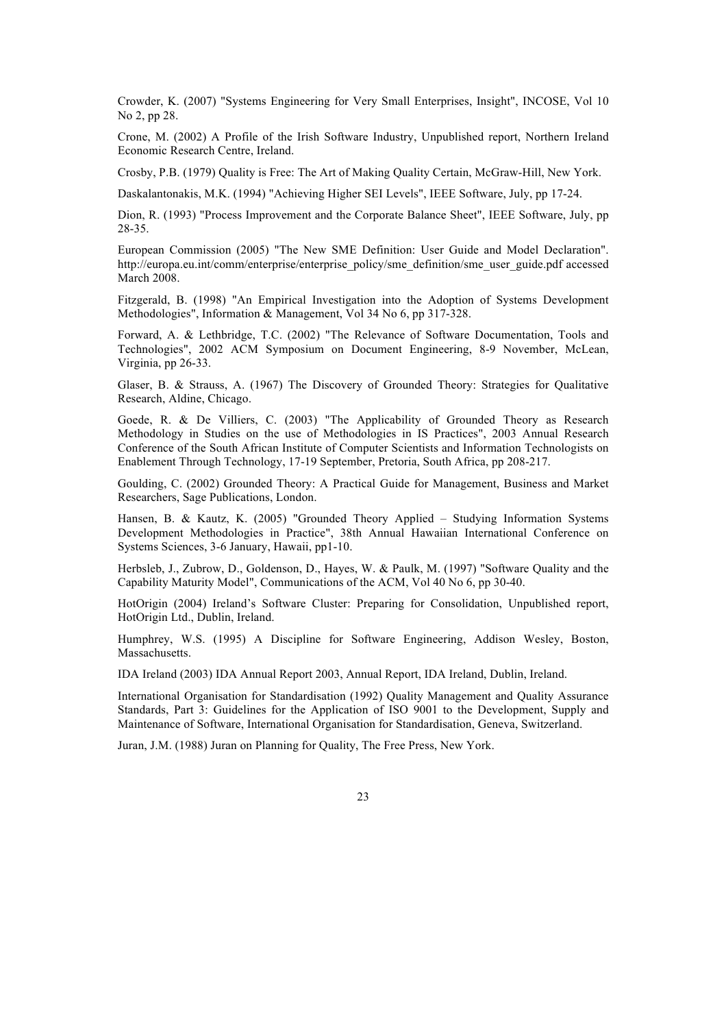Crowder, K. (2007) "Systems Engineering for Very Small Enterprises, Insight", INCOSE, Vol 10 No 2, pp 28.

Crone, M. (2002) A Profile of the Irish Software Industry, Unpublished report, Northern Ireland Economic Research Centre, Ireland.

Crosby, P.B. (1979) Quality is Free: The Art of Making Quality Certain, McGraw-Hill, New York.

Daskalantonakis, M.K. (1994) "Achieving Higher SEI Levels", IEEE Software, July, pp 17-24.

Dion, R. (1993) "Process Improvement and the Corporate Balance Sheet", IEEE Software, July, pp 28-35.

European Commission (2005) "The New SME Definition: User Guide and Model Declaration". http://europa.eu.int/comm/enterprise/enterprise_policy/sme_definition/sme_user_guide.pdf accessed March 2008.

Fitzgerald, B. (1998) "An Empirical Investigation into the Adoption of Systems Development Methodologies", Information & Management, Vol 34 No 6, pp 317-328.

Forward, A. & Lethbridge, T.C. (2002) "The Relevance of Software Documentation, Tools and Technologies", 2002 ACM Symposium on Document Engineering, 8-9 November, McLean, Virginia, pp 26-33.

Glaser, B. & Strauss, A. (1967) The Discovery of Grounded Theory: Strategies for Qualitative Research, Aldine, Chicago.

Goede, R. & De Villiers, C. (2003) "The Applicability of Grounded Theory as Research Methodology in Studies on the use of Methodologies in IS Practices", 2003 Annual Research Conference of the South African Institute of Computer Scientists and Information Technologists on Enablement Through Technology, 17-19 September, Pretoria, South Africa, pp 208-217.

Goulding, C. (2002) Grounded Theory: A Practical Guide for Management, Business and Market Researchers, Sage Publications, London.

Hansen, B. & Kautz, K. (2005) "Grounded Theory Applied – Studying Information Systems Development Methodologies in Practice", 38th Annual Hawaiian International Conference on Systems Sciences, 3-6 January, Hawaii, pp1-10.

Herbsleb, J., Zubrow, D., Goldenson, D., Hayes, W. & Paulk, M. (1997) "Software Quality and the Capability Maturity Model", Communications of the ACM, Vol 40 No 6, pp 30-40.

HotOrigin (2004) Ireland's Software Cluster: Preparing for Consolidation, Unpublished report, HotOrigin Ltd., Dublin, Ireland.

Humphrey, W.S. (1995) A Discipline for Software Engineering, Addison Wesley, Boston, Massachusetts.

IDA Ireland (2003) IDA Annual Report 2003, Annual Report, IDA Ireland, Dublin, Ireland.

International Organisation for Standardisation (1992) Quality Management and Quality Assurance Standards, Part 3: Guidelines for the Application of ISO 9001 to the Development, Supply and Maintenance of Software, International Organisation for Standardisation, Geneva, Switzerland.

Juran, J.M. (1988) Juran on Planning for Quality, The Free Press, New York.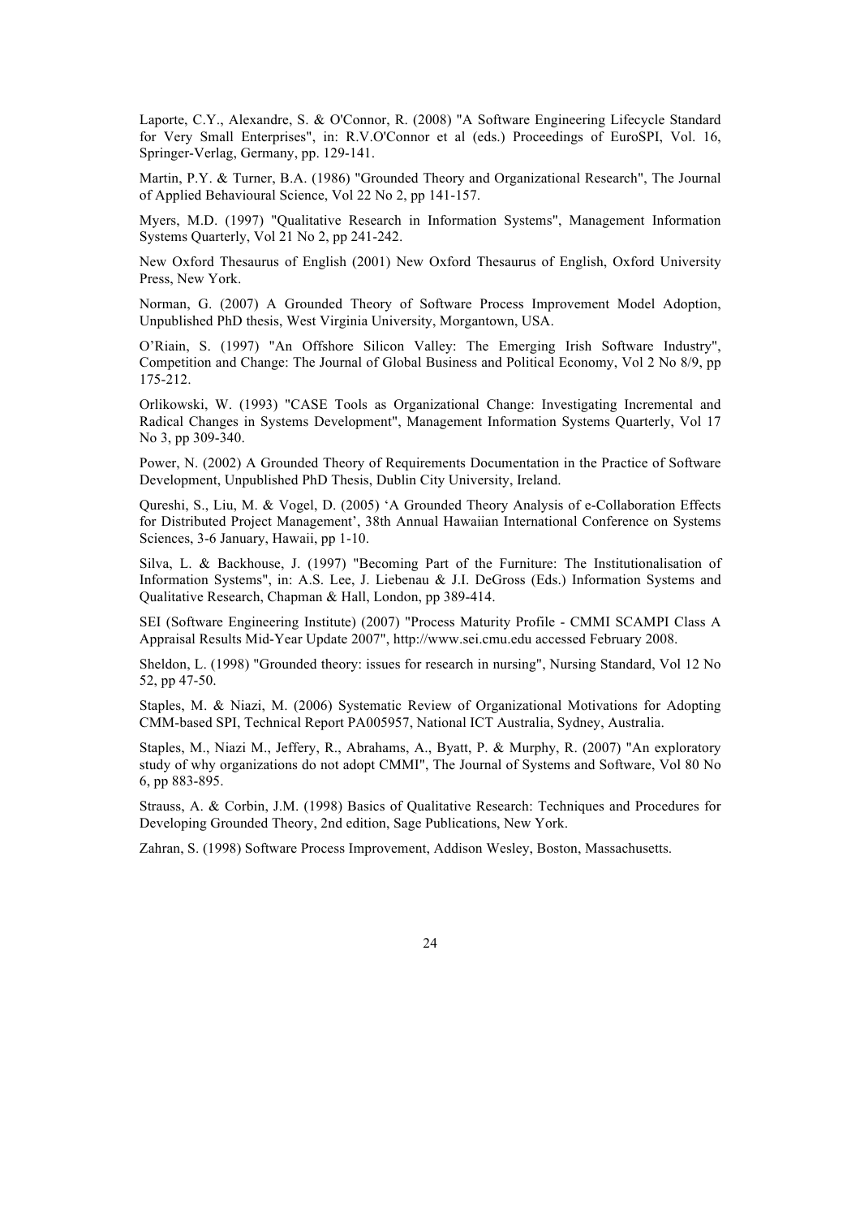Laporte, C.Y., Alexandre, S. & O'Connor, R. (2008) "A Software Engineering Lifecycle Standard for Very Small Enterprises", in: R.V.O'Connor et al (eds.) Proceedings of EuroSPI, Vol. 16, Springer-Verlag, Germany, pp. 129-141.

Martin, P.Y. & Turner, B.A. (1986) "Grounded Theory and Organizational Research", The Journal of Applied Behavioural Science, Vol 22 No 2, pp 141-157.

Myers, M.D. (1997) "Qualitative Research in Information Systems", Management Information Systems Quarterly, Vol 21 No 2, pp 241-242.

New Oxford Thesaurus of English (2001) New Oxford Thesaurus of English, Oxford University Press, New York.

Norman, G. (2007) A Grounded Theory of Software Process Improvement Model Adoption, Unpublished PhD thesis, West Virginia University, Morgantown, USA.

O'Riain, S. (1997) "An Offshore Silicon Valley: The Emerging Irish Software Industry", Competition and Change: The Journal of Global Business and Political Economy, Vol 2 No 8/9, pp 175-212.

Orlikowski, W. (1993) "CASE Tools as Organizational Change: Investigating Incremental and Radical Changes in Systems Development", Management Information Systems Quarterly, Vol 17 No 3, pp 309-340.

Power, N. (2002) A Grounded Theory of Requirements Documentation in the Practice of Software Development, Unpublished PhD Thesis, Dublin City University, Ireland.

Qureshi, S., Liu, M. & Vogel, D. (2005) 'A Grounded Theory Analysis of e-Collaboration Effects for Distributed Project Management', 38th Annual Hawaiian International Conference on Systems Sciences, 3-6 January, Hawaii, pp 1-10.

Silva, L. & Backhouse, J. (1997) "Becoming Part of the Furniture: The Institutionalisation of Information Systems", in: A.S. Lee, J. Liebenau & J.I. DeGross (Eds.) Information Systems and Qualitative Research, Chapman & Hall, London, pp 389-414.

SEI (Software Engineering Institute) (2007) "Process Maturity Profile - CMMI SCAMPI Class A Appraisal Results Mid-Year Update 2007", http://www.sei.cmu.edu accessed February 2008.

Sheldon, L. (1998) "Grounded theory: issues for research in nursing", Nursing Standard, Vol 12 No 52, pp 47-50.

Staples, M. & Niazi, M. (2006) Systematic Review of Organizational Motivations for Adopting CMM-based SPI, Technical Report PA005957, National ICT Australia, Sydney, Australia.

Staples, M., Niazi M., Jeffery, R., Abrahams, A., Byatt, P. & Murphy, R. (2007) "An exploratory study of why organizations do not adopt CMMI", The Journal of Systems and Software, Vol 80 No 6, pp 883-895.

Strauss, A. & Corbin, J.M. (1998) Basics of Qualitative Research: Techniques and Procedures for Developing Grounded Theory, 2nd edition, Sage Publications, New York.

Zahran, S. (1998) Software Process Improvement, Addison Wesley, Boston, Massachusetts.